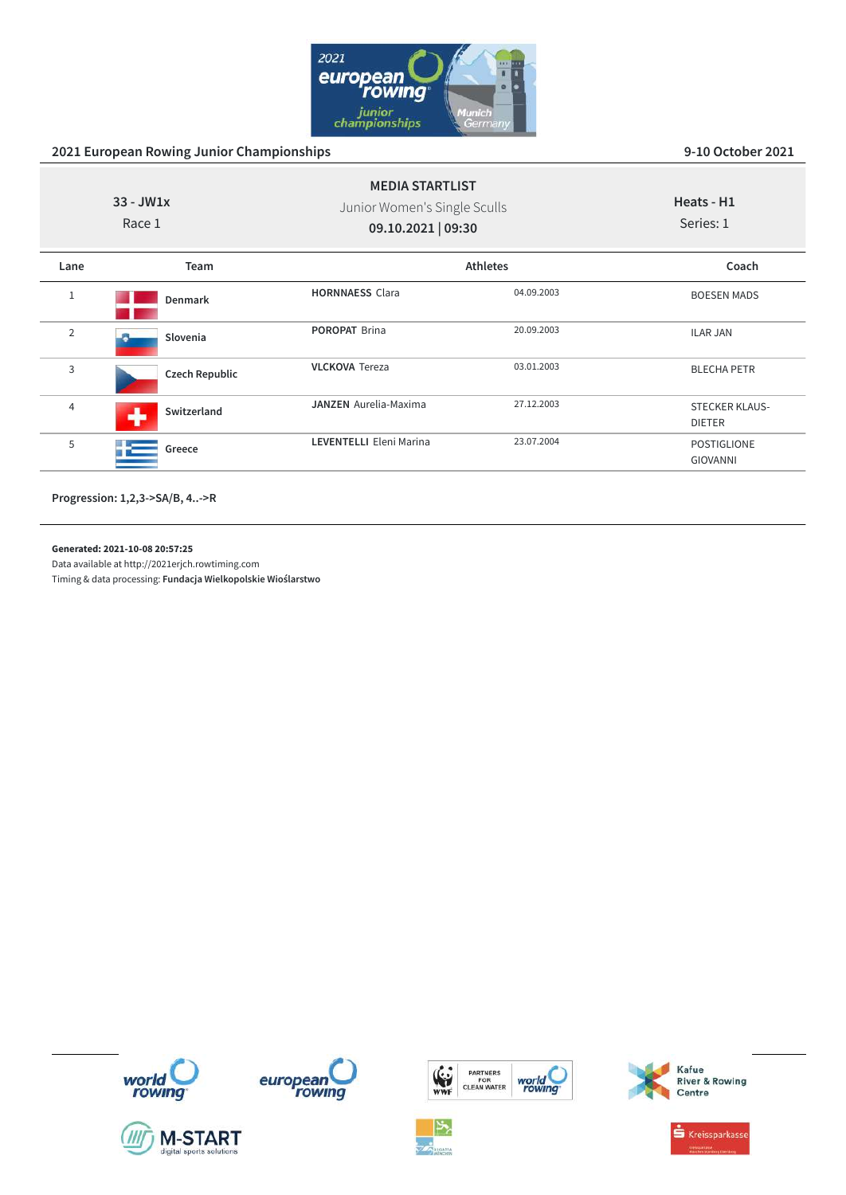## 2021 European Rowing Junior Championships

9-10 October 2021

**MEDIA STARTLIST**

33 - JW1x
Race 1

Junior Women's Single Sculls
**09.10.2021 | 09:30**

**Heats - H1**
Series: 1

| Lane | Team | Athletes | | Coach |
|---|---|---|---|---|
| 1 | Denmark | **HORNNAESS** Clara | 04.09.2003 | BOESEN MADS |
| 2 | Slovenia | **POROPAT** Brina | 20.09.2003 | ILAR JAN |
| 3 | Czech Republic | **VLCKOVA** Tereza | 03.01.2003 | BLECHA PETR |
| 4 | Switzerland | **JANZEN** Aurelia-Maxima | 27.12.2003 | STECKER KLAUS-DIETER |
| 5 | Greece | **LEVENTELLI** Eleni Marina | 23.07.2004 | POSTIGLIONE GIOVANNI |

**Progression: 1,2,3->SA/B, 4..->R**

**Generated: 2021-10-08 20:57:25**
Data available at http://2021erjch.rowtiming.com
Timing & data processing: **Fundacja Wielkopolskie Wioślarstwo**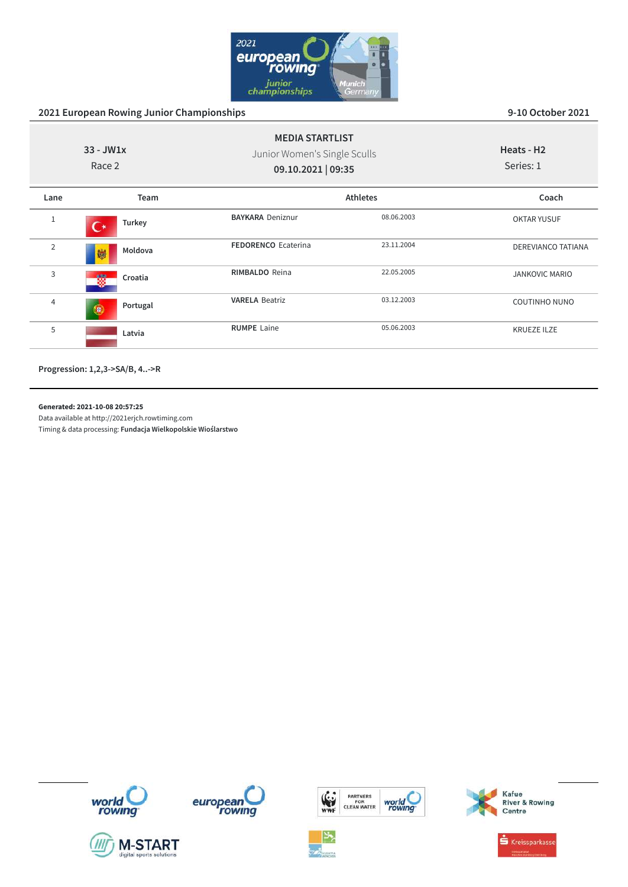## 2021 European Rowing Junior Championships

9-10 October 2021

**MEDIA STARTLIST**

33 - JW1x
Race 2

Junior Women's Single Sculls
**09.10.2021 | 09:35**

**Heats - H2**
Series: 1

| Lane | Team | Athletes | | Coach |
|---|---|---|---|---|
| 1 | Turkey | **BAYKARA** Deniznur | 08.06.2003 | OKTAR YUSUF |
| 2 | Moldova | **FEDORENCO** Ecaterina | 23.11.2004 | DEREVIANCO TATIANA |
| 3 | Croatia | **RIMBALDO** Reina | 22.05.2005 | JANKOVIC MARIO |
| 4 | Portugal | **VARELA** Beatriz | 03.12.2003 | COUTINHO NUNO |
| 5 | Latvia | **RUMPE** Laine | 05.06.2003 | KRUEZE ILZE |

**Progression: 1,2,3->SA/B, 4..->R**

**Generated: 2021-10-08 20:57:25**
Data available at http://2021erjch.rowtiming.com
Timing & data processing: **Fundacja Wielkopolskie Wioślarstwo**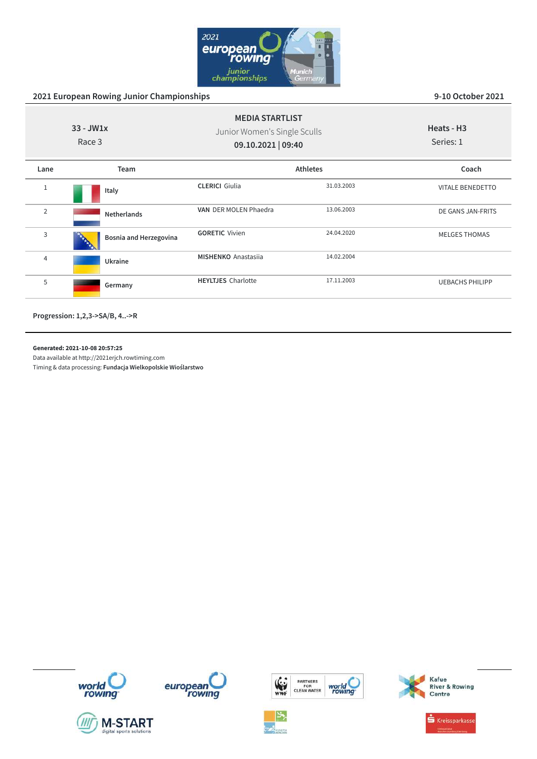## 2021 European Rowing Junior Championships

9-10 October 2021

**MEDIA STARTLIST**

Junior Women's Single Sculls

**09.10.2021 | 09:40**

33 - JW1x
Race 3

Heats - H3
Series: 1

| Lane | Team | Athletes | | Coach |
|---|---|---|---|---|
| 1 | Italy | **CLERICI** Giulia | 31.03.2003 | VITALE BENEDETTO |
| 2 | Netherlands | **VAN** DER MOLEN Phaedra | 13.06.2003 | DE GANS JAN-FRITS |
| 3 | Bosnia and Herzegovina | **GORETIC** Vivien | 24.04.2020 | MELGES THOMAS |
| 4 | Ukraine | **MISHENKO** Anastasiia | 14.02.2004 | |
| 5 | Germany | **HEYLTJES** Charlotte | 17.11.2003 | UEBACHS PHILIPP |

**Progression: 1,2,3->SA/B, 4..->R**

**Generated: 2021-10-08 20:57:25**

Data available at http://2021erjch.rowtiming.com

Timing & data processing: **Fundacja Wielkopolskie Wioślarstwo**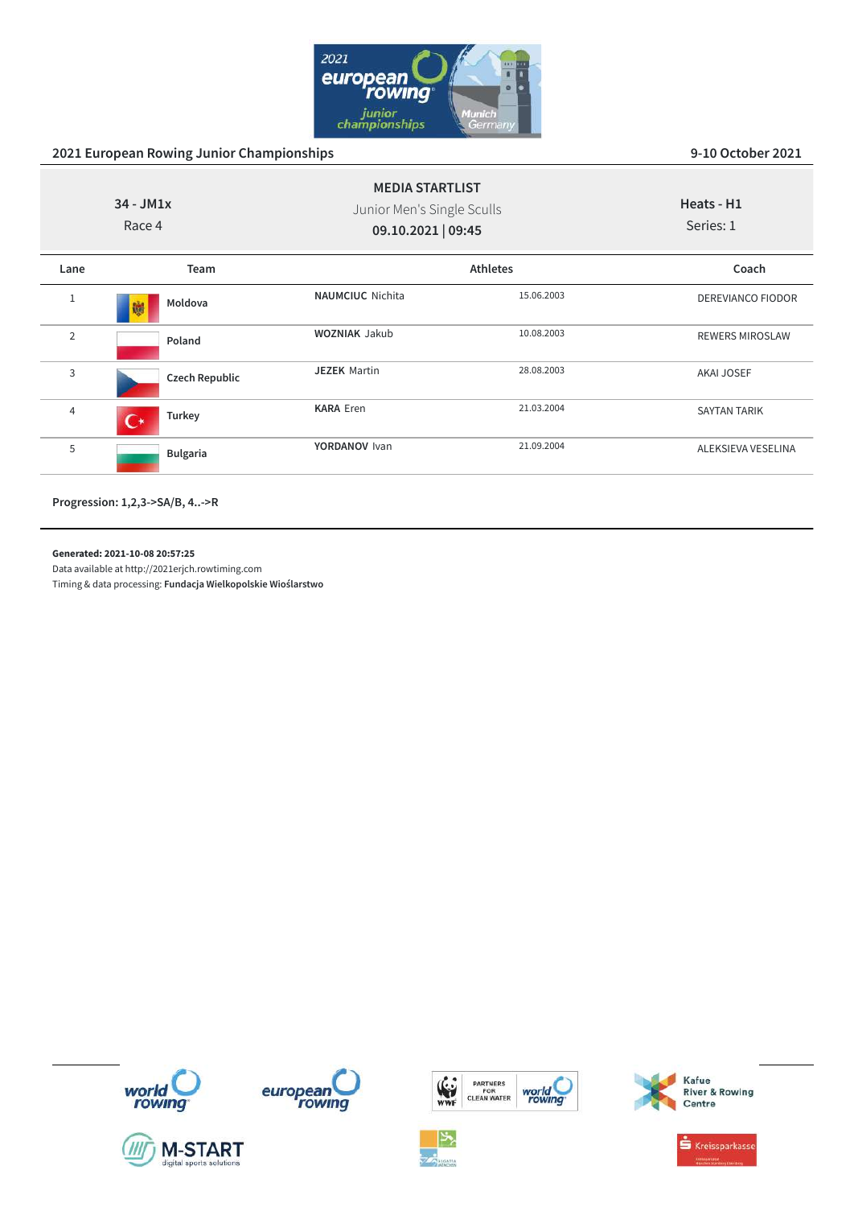2021 European Rowing Junior Championships — 9-10 October 2021

## MEDIA STARTLIST

**34 - JM1x** — Race 4

Junior Men's Single Sculls

**09.10.2021 | 09:45**

**Heats - H1** — Series: 1

| Lane | Team | Athletes | | Coach |
|---|---|---|---|---|
| 1 | **Moldova** | **NAUMCIUC** Nichita | 15.06.2003 | DEREVIANCO FIODOR |
| 2 | **Poland** | **WOZNIAK** Jakub | 10.08.2003 | REWERS MIROSLAW |
| 3 | **Czech Republic** | **JEZEK** Martin | 28.08.2003 | AKAI JOSEF |
| 4 | **Turkey** | **KARA** Eren | 21.03.2004 | SAYTAN TARIK |
| 5 | **Bulgaria** | **YORDANOV** Ivan | 21.09.2004 | ALEKSIEVA VESELINA |

**Progression: 1,2,3->SA/B, 4..->R**

**Generated: 2021-10-08 20:57:25**

Data available at http://2021erjch.rowtiming.com

Timing & data processing: **Fundacja Wielkopolskie Wioślarstwo**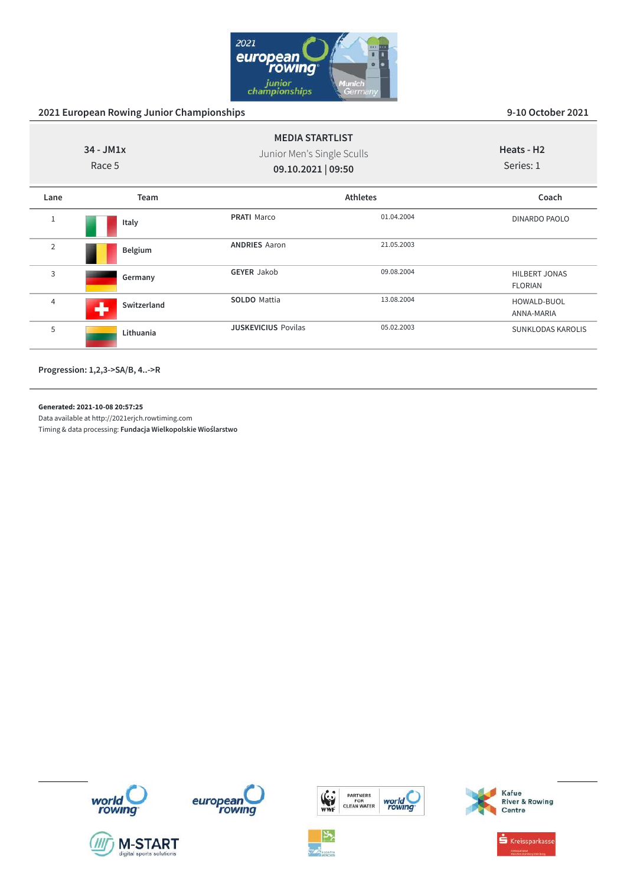## 2021 European Rowing Junior Championships

9-10 October 2021

**MEDIA STARTLIST**

Junior Men's Single Sculls

**09.10.2021 | 09:50**

34 - JM1x

Race 5

**Heats - H2**

Series: 1

| Lane | Team | Athletes | | Coach |
|---|---|---|---|---|
| 1 | **Italy** | **PRATI** Marco | 01.04.2004 | DINARDO PAOLO |
| 2 | **Belgium** | **ANDRIES** Aaron | 21.05.2003 | |
| 3 | **Germany** | **GEYER** Jakob | 09.08.2004 | HILBERT JONAS FLORIAN |
| 4 | **Switzerland** | **SOLDO** Mattia | 13.08.2004 | HOWALD-BUOL ANNA-MARIA |
| 5 | **Lithuania** | **JUSKEVICIUS** Povilas | 05.02.2003 | SUNKLODAS KAROLIS |

**Progression: 1,2,3->SA/B, 4..->R**

**Generated: 2021-10-08 20:57:25**

Data available at http://2021erjch.rowtiming.com

Timing & data processing: **Fundacja Wielkopolskie Wioślarstwo**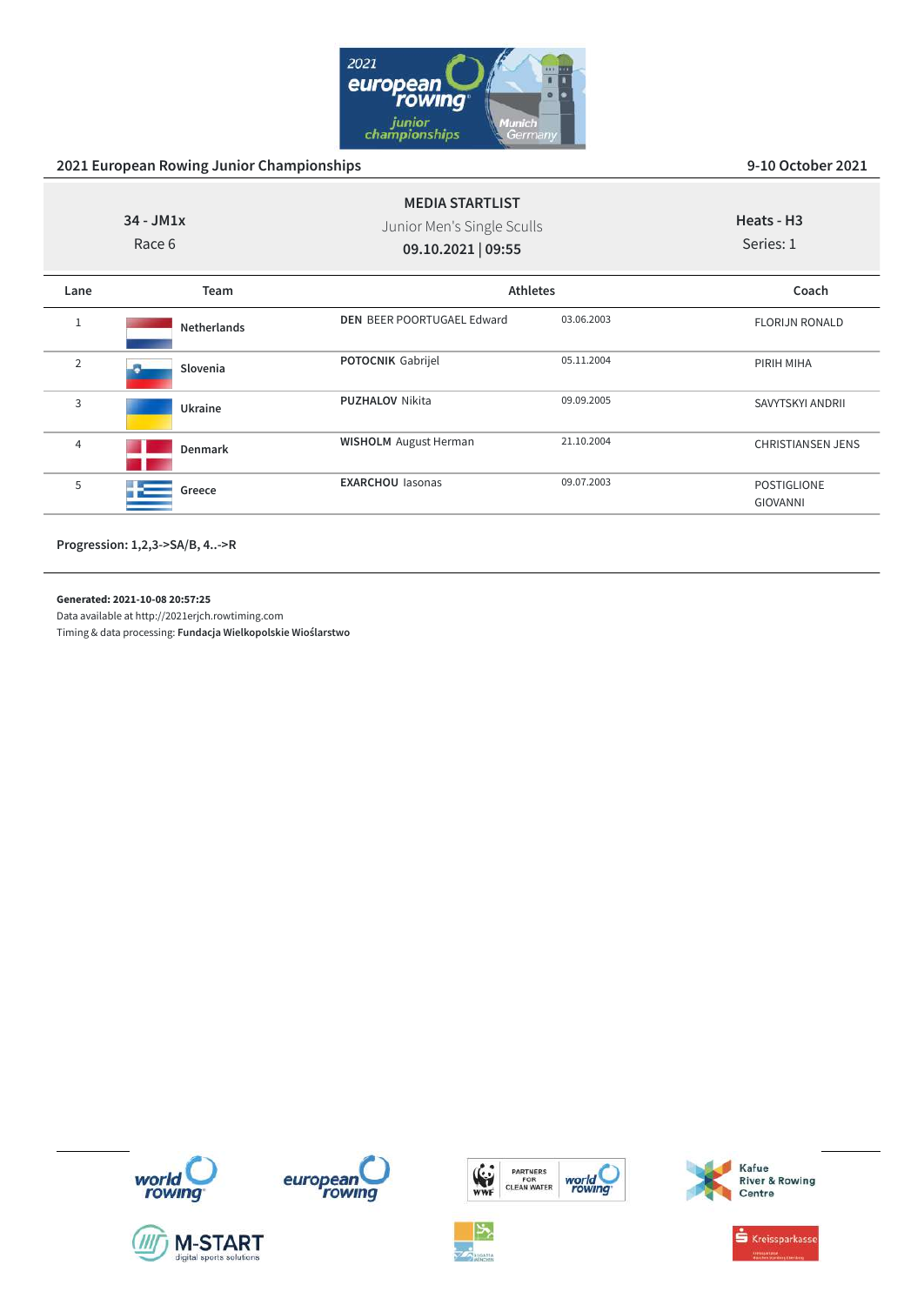## 2021 European Rowing Junior Championships

9-10 October 2021

**34 - JM1x**
Race 6

**MEDIA STARTLIST**
Junior Men's Single Sculls
**09.10.2021 | 09:55**

**Heats - H3**
Series: 1

| Lane | Team | Athletes | | Coach |
|---|---|---|---|---|
| 1 | Netherlands | **DEN** BEER POORTUGAEL Edward | 03.06.2003 | FLORIJN RONALD |
| 2 | Slovenia | **POTOCNIK** Gabrijel | 05.11.2004 | PIRIH MIHA |
| 3 | Ukraine | **PUZHALOV** Nikita | 09.09.2005 | SAVYTSKYI ANDRII |
| 4 | Denmark | **WISHOLM** August Herman | 21.10.2004 | CHRISTIANSEN JENS |
| 5 | Greece | **EXARCHOU** Iasonas | 09.07.2003 | POSTIGLIONE GIOVANNI |

**Progression: 1,2,3->SA/B, 4..->R**

**Generated: 2021-10-08 20:57:25**
Data available at http://2021erjch.rowtiming.com
Timing & data processing: **Fundacja Wielkopolskie Wioślarstwo**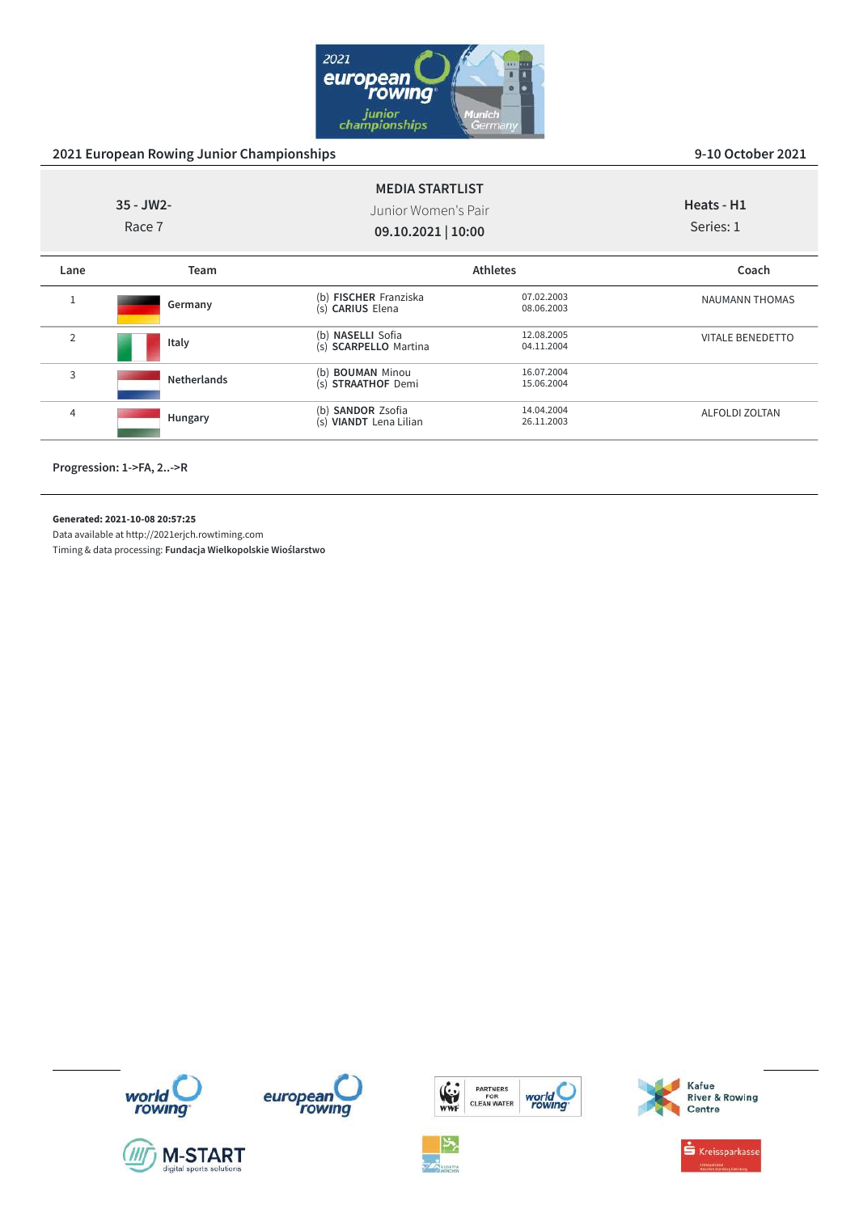## 2021 European Rowing Junior Championships

9-10 October 2021

**35 - JW2-**
Race 7

**MEDIA STARTLIST**
Junior Women's Pair
**09.10.2021 | 10:00**

**Heats - H1**
Series: 1

| Lane | Team | Athletes | | Coach |
|---|---|---|---|---|
| 1 | Germany | (b) **FISCHER** Franziska<br>(s) **CARIUS** Elena | 07.02.2003<br>08.06.2003 | NAUMANN THOMAS |
| 2 | Italy | (b) **NASELLI** Sofia<br>(s) **SCARPELLO** Martina | 12.08.2005<br>04.11.2004 | VITALE BENEDETTO |
| 3 | Netherlands | (b) **BOUMAN** Minou<br>(s) **STRAATHOF** Demi | 16.07.2004<br>15.06.2004 | |
| 4 | Hungary | (b) **SANDOR** Zsofia<br>(s) **VIANDT** Lena Lilian | 14.04.2004<br>26.11.2003 | ALFOLDI ZOLTAN |

**Progression: 1->FA, 2..->R**

**Generated: 2021-10-08 20:57:25**
Data available at http://2021erjch.rowtiming.com
Timing & data processing: **Fundacja Wielkopolskie Wioślarstwo**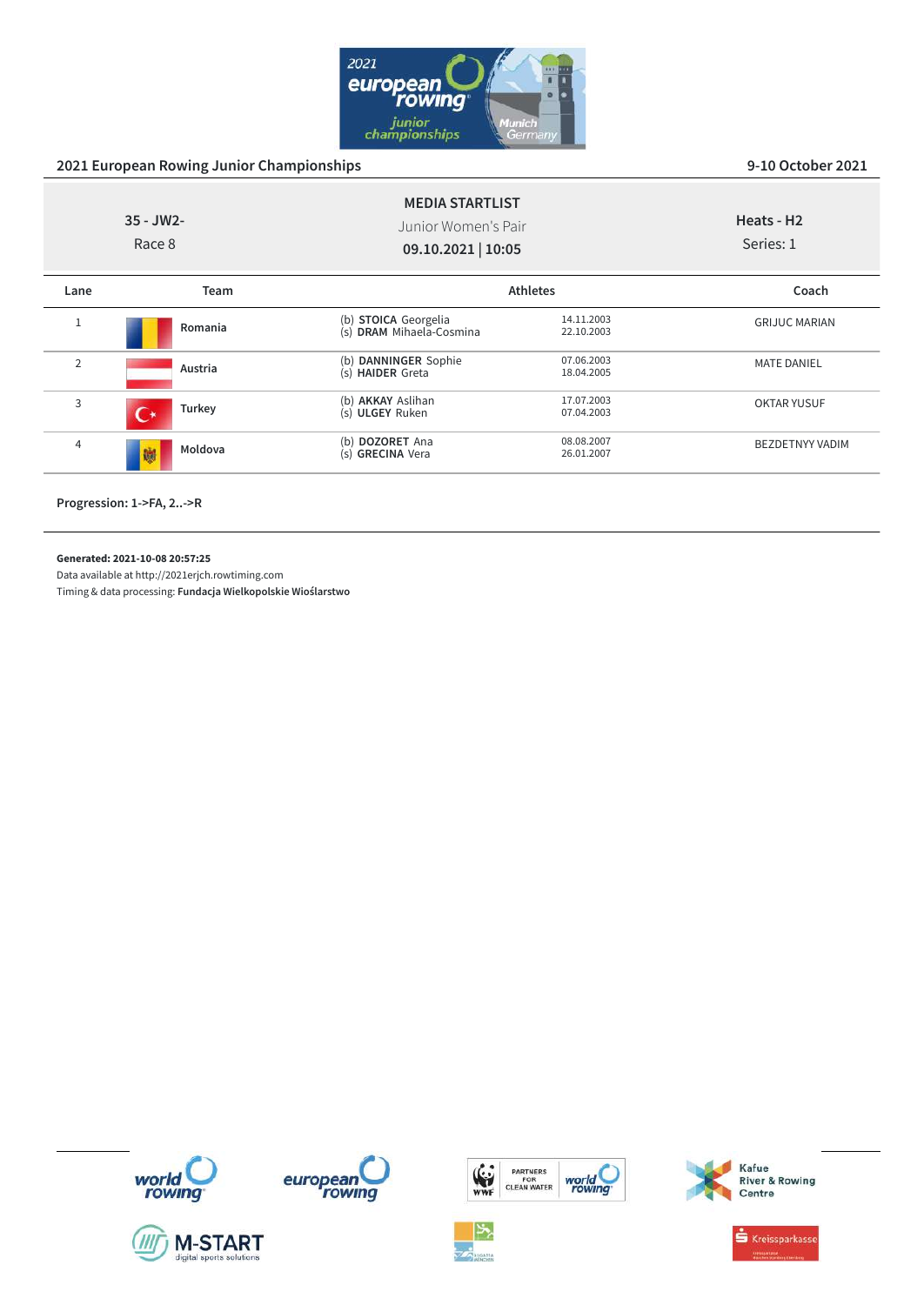## 2021 European Rowing Junior Championships

9-10 October 2021

**35 - JW2-**
Race 8

**MEDIA STARTLIST**
Junior Women's Pair
**09.10.2021 | 10:05**

**Heats - H2**
Series: 1

| Lane | Team | Athletes | | Coach |
|---|---|---|---|---|
| 1 | Romania | (b) **STOICA** Georgelia<br>(s) **DRAM** Mihaela-Cosmina | 14.11.2003<br>22.10.2003 | GRIJUC MARIAN |
| 2 | Austria | (b) **DANNINGER** Sophie<br>(s) **HAIDER** Greta | 07.06.2003<br>18.04.2005 | MATE DANIEL |
| 3 | Turkey | (b) **AKKAY** Aslihan<br>(s) **ULGEY** Ruken | 17.07.2003<br>07.04.2003 | OKTAR YUSUF |
| 4 | Moldova | (b) **DOZORET** Ana<br>(s) **GRECINA** Vera | 08.08.2007<br>26.01.2007 | BEZDETNYY VADIM |

**Progression: 1->FA, 2..->R**

**Generated: 2021-10-08 20:57:25**
Data available at http://2021erjch.rowtiming.com
Timing & data processing: **Fundacja Wielkopolskie Wioślarstwo**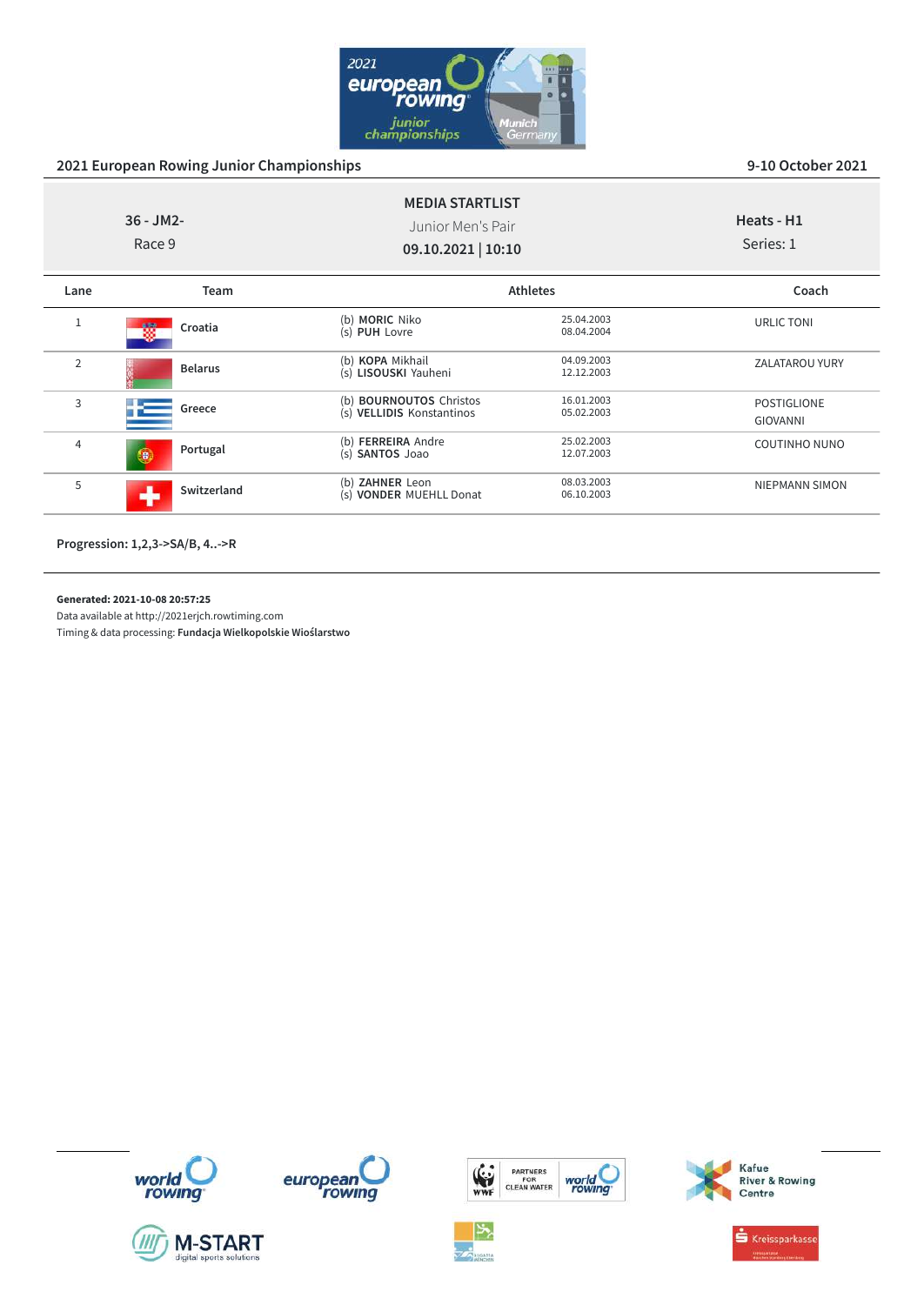## 2021 European Rowing Junior Championships

9-10 October 2021

**MEDIA STARTLIST**

Junior Men's Pair

**09.10.2021 | 10:10**

36 - JM2-
Race 9

Heats - H1
Series: 1

| Lane | Team | Athletes | | Coach |
|---|---|---|---|---|
| 1 | **Croatia** | (b) **MORIC** Niko<br>(s) **PUH** Lovre | 25.04.2003<br>08.04.2004 | URLIC TONI |
| 2 | **Belarus** | (b) **KOPA** Mikhail<br>(s) **LISOUSKI** Yauheni | 04.09.2003<br>12.12.2003 | ZALATAROU YURY |
| 3 | **Greece** | (b) **BOURNOUTOS** Christos<br>(s) **VELLIDIS** Konstantinos | 16.01.2003<br>05.02.2003 | POSTIGLIONE GIOVANNI |
| 4 | **Portugal** | (b) **FERREIRA** Andre<br>(s) **SANTOS** Joao | 25.02.2003<br>12.07.2003 | COUTINHO NUNO |
| 5 | **Switzerland** | (b) **ZAHNER** Leon<br>(s) **VONDER** MUEHLL Donat | 08.03.2003<br>06.10.2003 | NIEPMANN SIMON |

**Progression: 1,2,3->SA/B, 4..->R**

**Generated: 2021-10-08 20:57:25**
Data available at http://2021erjch.rowtiming.com
Timing & data processing: **Fundacja Wielkopolskie Wioślarstwo**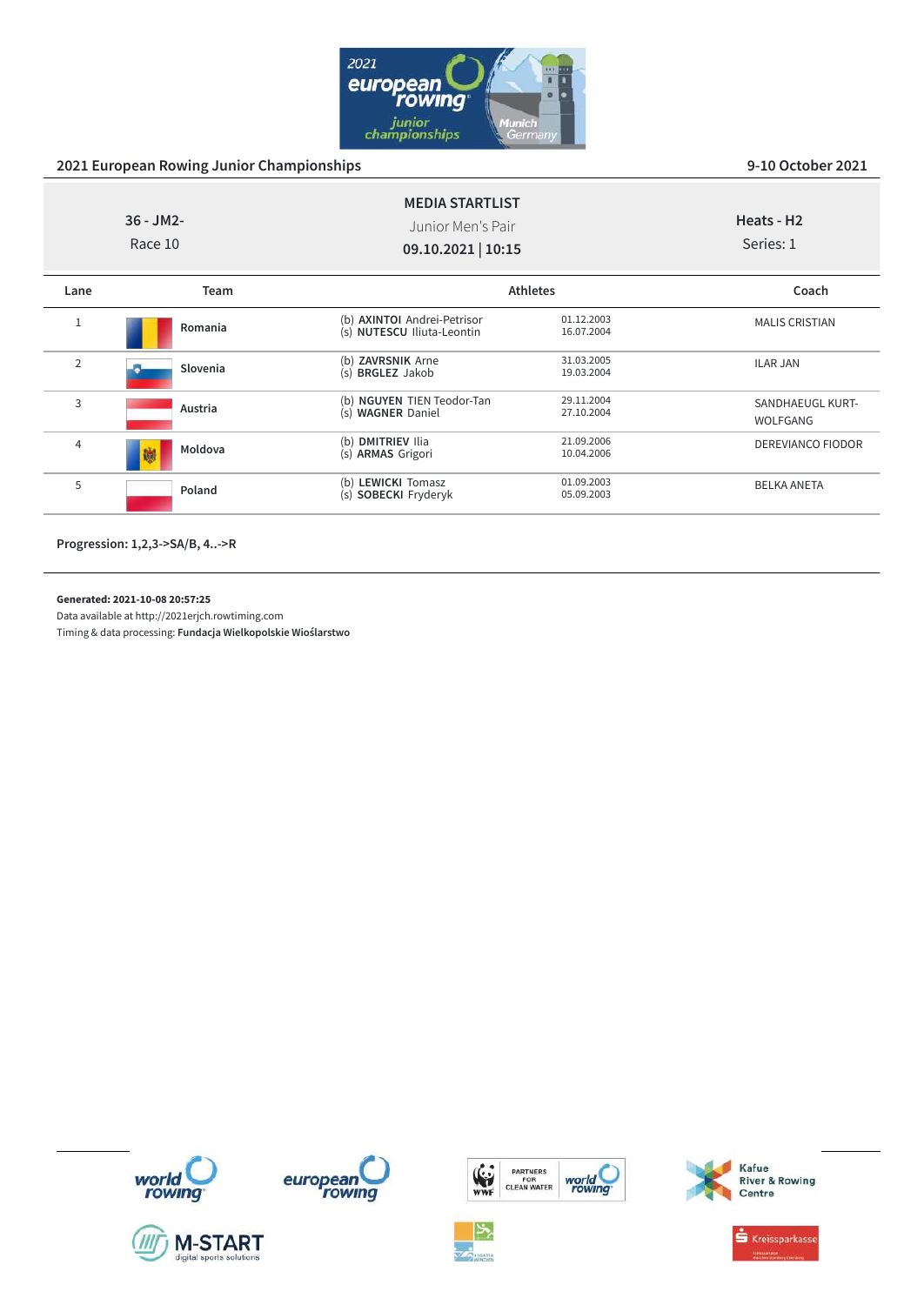## 2021 European Rowing Junior Championships

9-10 October 2021

**MEDIA STARTLIST**

36 - JM2-
Race 10

Junior Men's Pair

**09.10.2021 | 10:15**

Heats - H2
Series: 1

| Lane | Team | Athletes | | Coach |
|---|---|---|---|---|
| 1 | Romania | (b) **AXINTOI** Andrei-Petrisor<br>(s) **NUTESCU** Iliuta-Leontin | 01.12.2003<br>16.07.2004 | MALIS CRISTIAN |
| 2 | Slovenia | (b) **ZAVRSNIK** Arne<br>(s) **BRGLEZ** Jakob | 31.03.2005<br>19.03.2004 | ILAR JAN |
| 3 | Austria | (b) **NGUYEN** TIEN Teodor-Tan<br>(s) **WAGNER** Daniel | 29.11.2004<br>27.10.2004 | SANDHAEUGL KURT-WOLFGANG |
| 4 | Moldova | (b) **DMITRIEV** Ilia<br>(s) **ARMAS** Grigori | 21.09.2006<br>10.04.2006 | DEREVIANCO FIODOR |
| 5 | Poland | (b) **LEWICKI** Tomasz<br>(s) **SOBECKI** Fryderyk | 01.09.2003<br>05.09.2003 | BELKA ANETA |

**Progression: 1,2,3->SA/B, 4..->R**

**Generated: 2021-10-08 20:57:25**
Data available at http://2021erjch.rowtiming.com
Timing & data processing: **Fundacja Wielkopolskie Wioślarstwo**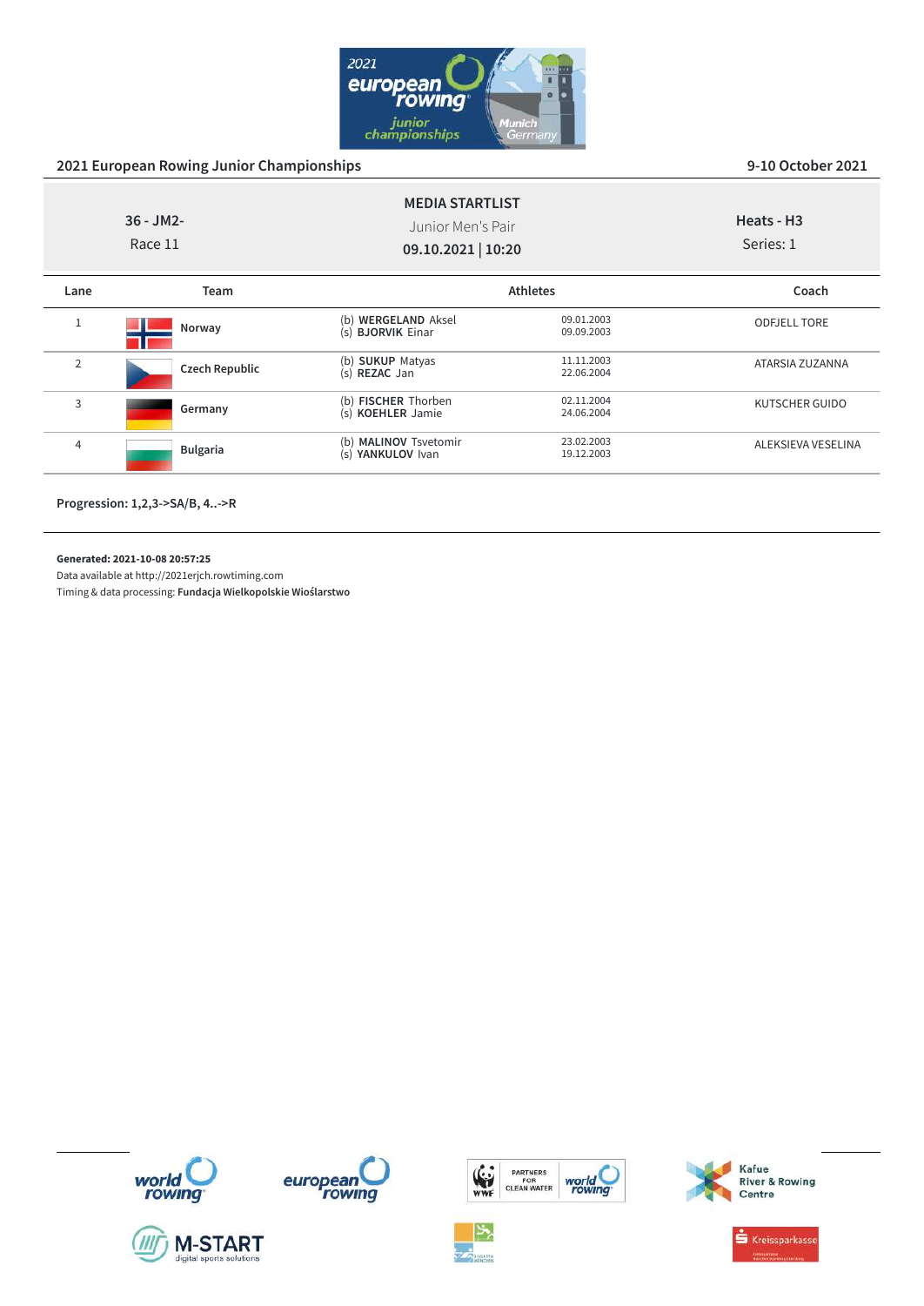## 2021 European Rowing Junior Championships

9-10 October 2021

**MEDIA STARTLIST**

Junior Men's Pair

**09.10.2021 | 10:20**

36 - JM2-
Race 11

Heats - H3
Series: 1

| Lane | Team | Athletes | | Coach |
|---|---|---|---|---|
| 1 | **Norway** | (b) **WERGELAND** Aksel<br>(s) **BJORVIK** Einar | 09.01.2003<br>09.09.2003 | ODFJELL TORE |
| 2 | **Czech Republic** | (b) **SUKUP** Matyas<br>(s) **REZAC** Jan | 11.11.2003<br>22.06.2004 | ATARSIA ZUZANNA |
| 3 | **Germany** | (b) **FISCHER** Thorben<br>(s) **KOEHLER** Jamie | 02.11.2004<br>24.06.2004 | KUTSCHER GUIDO |
| 4 | **Bulgaria** | (b) **MALINOV** Tsvetomir<br>(s) **YANKULOV** Ivan | 23.02.2003<br>19.12.2003 | ALEKSIEVA VESELINA |

**Progression: 1,2,3->SA/B, 4..->R**

**Generated: 2021-10-08 20:57:25**
Data available at http://2021erjch.rowtiming.com
Timing & data processing: **Fundacja Wielkopolskie Wioślarstwo**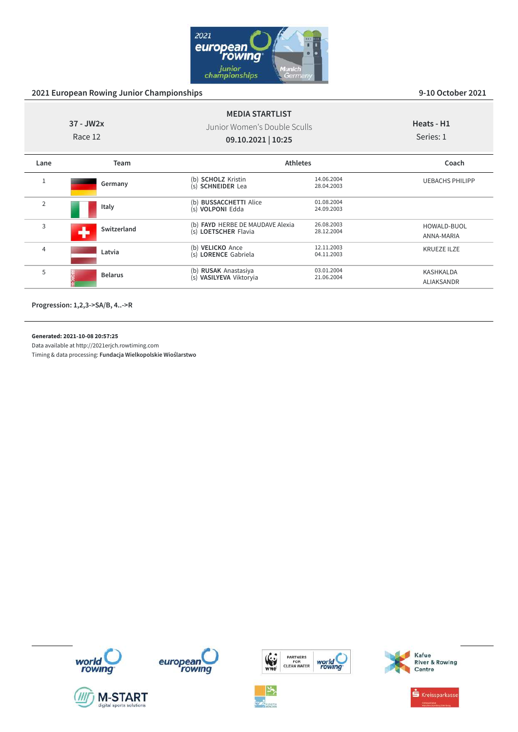## 2021 European Rowing Junior Championships

9-10 October 2021

**MEDIA STARTLIST**

**37 - JW2x**
Race 12

Junior Women's Double Sculls
**09.10.2021 | 10:25**

**Heats - H1**
Series: 1

| Lane | Team | Athletes | | Coach |
|---|---|---|---|---|
| 1 | Germany | (b) **SCHOLZ** Kristin<br>(s) **SCHNEIDER** Lea | 14.06.2004<br>28.04.2003 | UEBACHS PHILIPP |
| 2 | Italy | (b) **BUSSACCHETTI** Alice<br>(s) **VOLPONI** Edda | 01.08.2004<br>24.09.2003 | |
| 3 | Switzerland | (b) **FAYD** HERBE DE MAUDAVE Alexia<br>(s) **LOETSCHER** Flavia | 26.08.2003<br>28.12.2004 | HOWALD-BUOL ANNA-MARIA |
| 4 | Latvia | (b) **VELICKO** Ance<br>(s) **LORENCE** Gabriela | 12.11.2003<br>04.11.2003 | KRUEZE ILZE |
| 5 | Belarus | (b) **RUSAK** Anastasiya<br>(s) **VASILYEVA** Viktoryia | 03.01.2004<br>21.06.2004 | KASHKALDA ALIAKSANDR |

**Progression: 1,2,3->SA/B, 4..->R**

**Generated: 2021-10-08 20:57:25**
Data available at http://2021erjch.rowtiming.com
Timing & data processing: **Fundacja Wielkopolskie Wioślarstwo**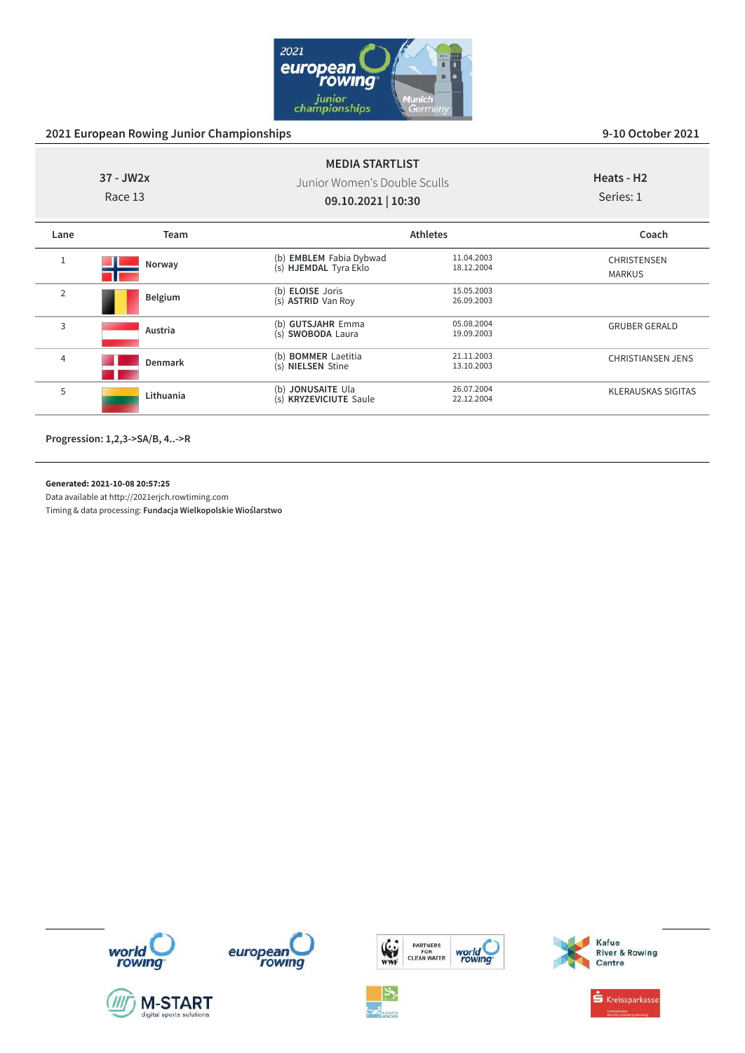## 2021 European Rowing Junior Championships

9-10 October 2021

**MEDIA STARTLIST**

37 - JW2x

Race 13

Junior Women's Double Sculls

**09.10.2021 | 10:30**

Heats - H2

Series: 1

| Lane | Team | Athletes | | Coach |
|---|---|---|---|---|
| 1 | Norway | (b) **EMBLEM** Fabia Dybwad<br>(s) **HJEMDAL** Tyra Eklo | 11.04.2003<br>18.12.2004 | CHRISTENSEN MARKUS |
| 2 | Belgium | (b) **ELOISE** Joris<br>(s) **ASTRID** Van Roy | 15.05.2003<br>26.09.2003 | |
| 3 | Austria | (b) **GUTSJAHR** Emma<br>(s) **SWOBODA** Laura | 05.08.2004<br>19.09.2003 | GRUBER GERALD |
| 4 | Denmark | (b) **BOMMER** Laetitia<br>(s) **NIELSEN** Stine | 21.11.2003<br>13.10.2003 | CHRISTIANSEN JENS |
| 5 | Lithuania | (b) **JONUSAITE** Ula<br>(s) **KRYZEVICIUTE** Saule | 26.07.2004<br>22.12.2004 | KLERAUSKAS SIGITAS |

**Progression: 1,2,3->SA/B, 4..->R**

**Generated: 2021-10-08 20:57:25**

Data available at http://2021erjch.rowtiming.com

Timing & data processing: **Fundacja Wielkopolskie Wioślarstwo**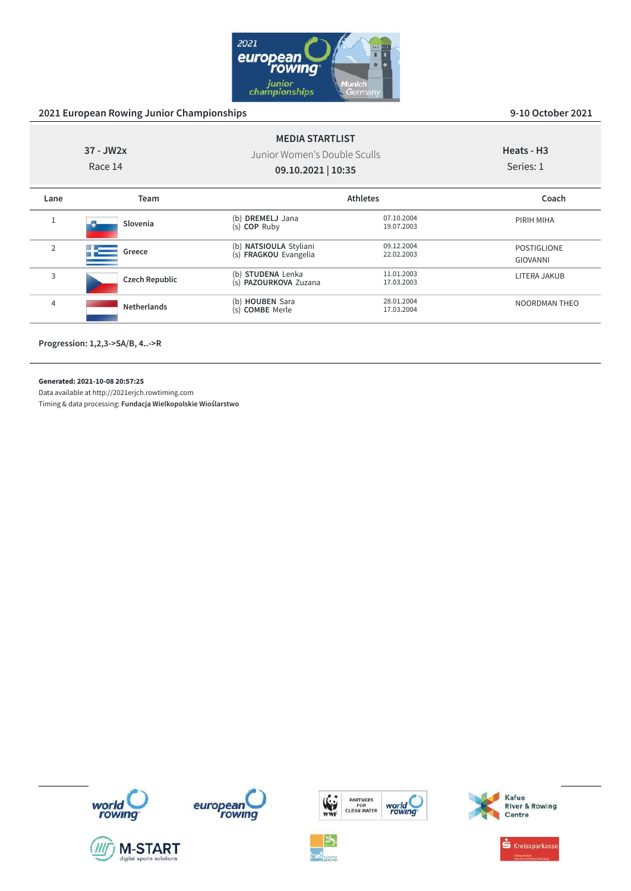## 2021 European Rowing Junior Championships

9-10 October 2021

**37 - JW2x**
Race 14

**MEDIA STARTLIST**
Junior Women's Double Sculls
**09.10.2021 | 10:35**

**Heats - H3**
Series: 1

| Lane | Team | Athletes | | Coach |
|---|---|---|---|---|
| 1 | Slovenia | (b) **DREMELJ** Jana<br>(s) **COP** Ruby | 07.10.2004<br>19.07.2003 | PIRIH MIHA |
| 2 | Greece | (b) **NATSIOULA** Styliani<br>(s) **FRAGKOU** Evangelia | 09.12.2004<br>22.02.2003 | POSTIGLIONE GIOVANNI |
| 3 | Czech Republic | (b) **STUDENA** Lenka<br>(s) **PAZOURKOVA** Zuzana | 11.01.2003<br>17.03.2003 | LITERA JAKUB |
| 4 | Netherlands | (b) **HOUBEN** Sara<br>(s) **COMBE** Merle | 28.01.2004<br>17.03.2004 | NOORDMAN THEO |

**Progression: 1,2,3->SA/B, 4..->R**

**Generated: 2021-10-08 20:57:25**
Data available at http://2021erjch.rowtiming.com
Timing & data processing: **Fundacja Wielkopolskie Wioślarstwo**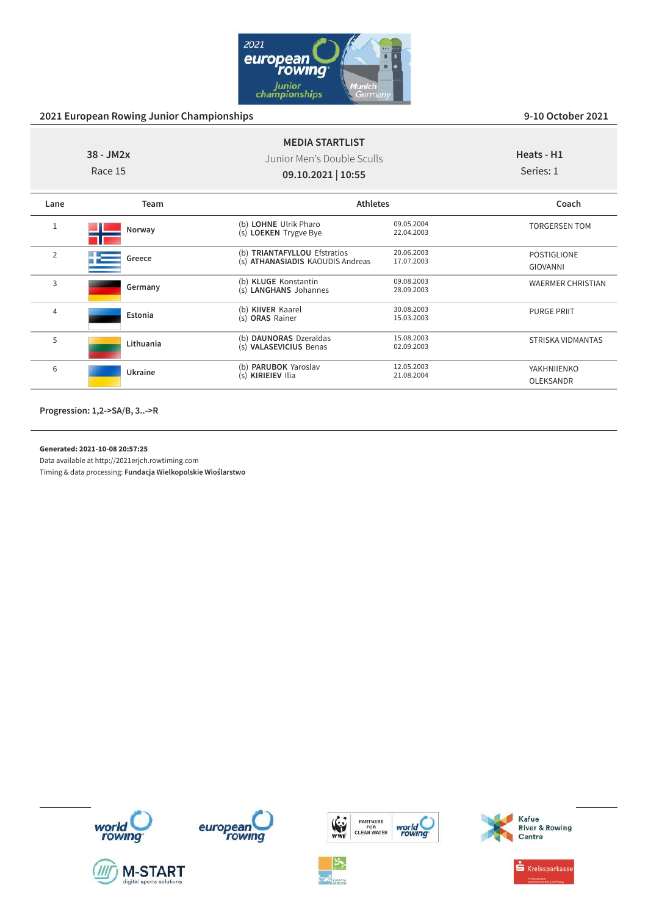## 2021 European Rowing Junior Championships

9-10 October 2021

**MEDIA STARTLIST**

Junior Men's Double Sculls

**09.10.2021 | 10:55**

38 - JM2x
Race 15

Heats - H1
Series: 1

| Lane | Team | Athletes | | Coach |
|---|---|---|---|---|
| 1 | Norway | (b) **LOHNE** Ulrik Pharo<br>(s) **LOEKEN** Trygve Bye | 09.05.2004<br>22.04.2003 | TORGERSEN TOM |
| 2 | Greece | (b) **TRIANTAFYLLOU** Efstratios<br>(s) **ATHANASIADIS** KAOUDIS Andreas | 20.06.2003<br>17.07.2003 | POSTIGLIONE GIOVANNI |
| 3 | Germany | (b) **KLUGE** Konstantin<br>(s) **LANGHANS** Johannes | 09.08.2003<br>28.09.2003 | WAERMER CHRISTIAN |
| 4 | Estonia | (b) **KIIVER** Kaarel<br>(s) **ORAS** Rainer | 30.08.2003<br>15.03.2003 | PURGE PRIIT |
| 5 | Lithuania | (b) **DAUNORAS** Dzeraldas<br>(s) **VALASEVICIUS** Benas | 15.08.2003<br>02.09.2003 | STRISKA VIDMANTAS |
| 6 | Ukraine | (b) **PARUBOK** Yaroslav<br>(s) **KIRIEIEV** Ilia | 12.05.2003<br>21.08.2004 | YAKHNIIENKO OLEKSANDR |

**Progression: 1,2->SA/B, 3..->R**

**Generated: 2021-10-08 20:57:25**
Data available at http://2021erjch.rowtiming.com
Timing & data processing: **Fundacja Wielkopolskie Wioślarstwo**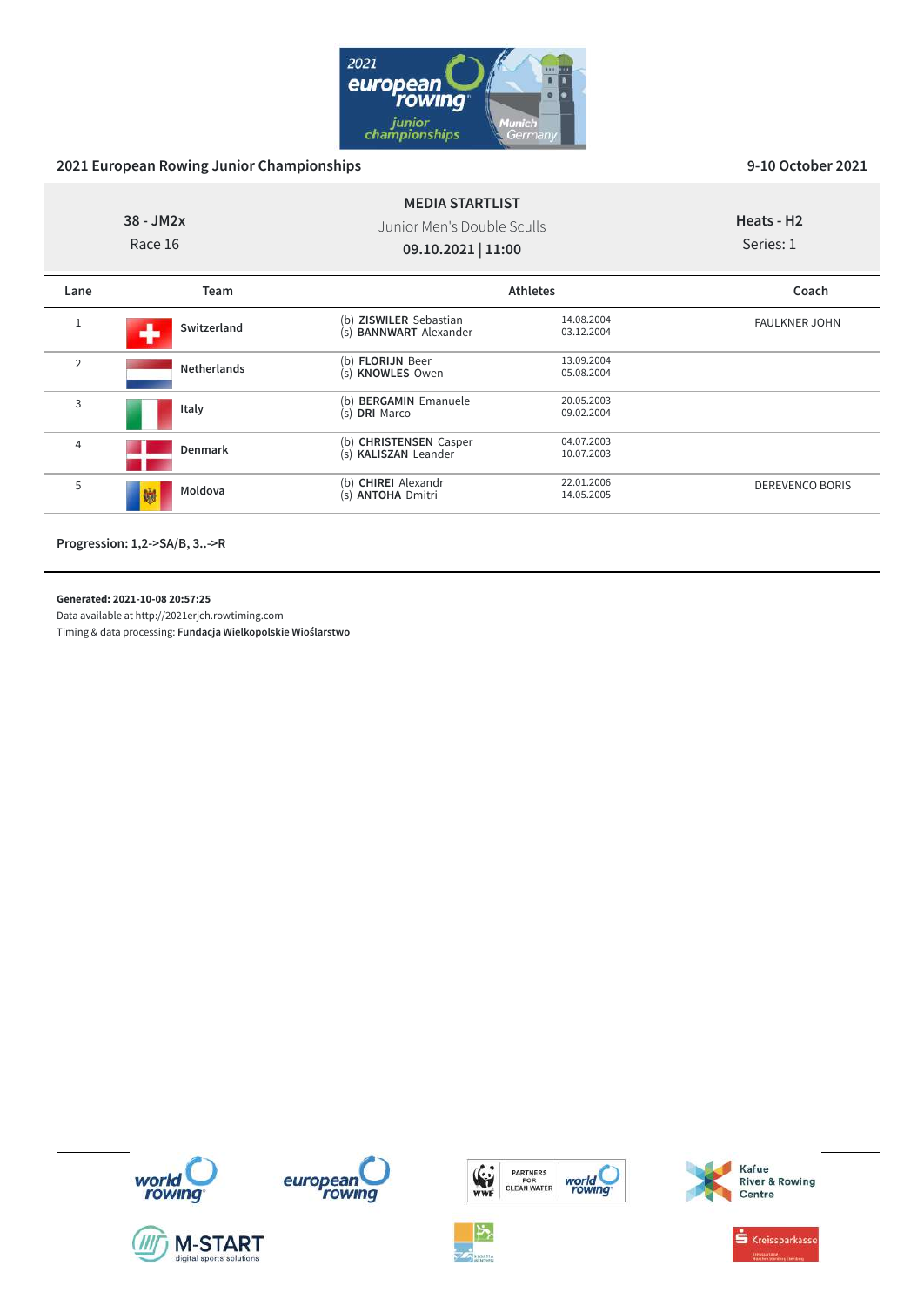## 2021 European Rowing Junior Championships

9-10 October 2021

**MEDIA STARTLIST**

38 - JM2x
Race 16

Junior Men's Double Sculls
**09.10.2021 | 11:00**

Heats - H2
Series: 1

| Lane | Team | Athletes | | Coach |
|---|---|---|---|---|
| 1 | Switzerland | (b) **ZISWILER** Sebastian<br>(s) **BANNWART** Alexander | 14.08.2004<br>03.12.2004 | FAULKNER JOHN |
| 2 | Netherlands | (b) **FLORIJN** Beer<br>(s) **KNOWLES** Owen | 13.09.2004<br>05.08.2004 | |
| 3 | Italy | (b) **BERGAMIN** Emanuele<br>(s) **DRI** Marco | 20.05.2003<br>09.02.2004 | |
| 4 | Denmark | (b) **CHRISTENSEN** Casper<br>(s) **KALISZAN** Leander | 04.07.2003<br>10.07.2003 | |
| 5 | Moldova | (b) **CHIREI** Alexandr<br>(s) **ANTOHA** Dmitri | 22.01.2006<br>14.05.2005 | DEREVENCO BORIS |

**Progression: 1,2->SA/B, 3..->R**

**Generated: 2021-10-08 20:57:25**
Data available at http://2021erjch.rowtiming.com
Timing & data processing: **Fundacja Wielkopolskie Wioślarstwo**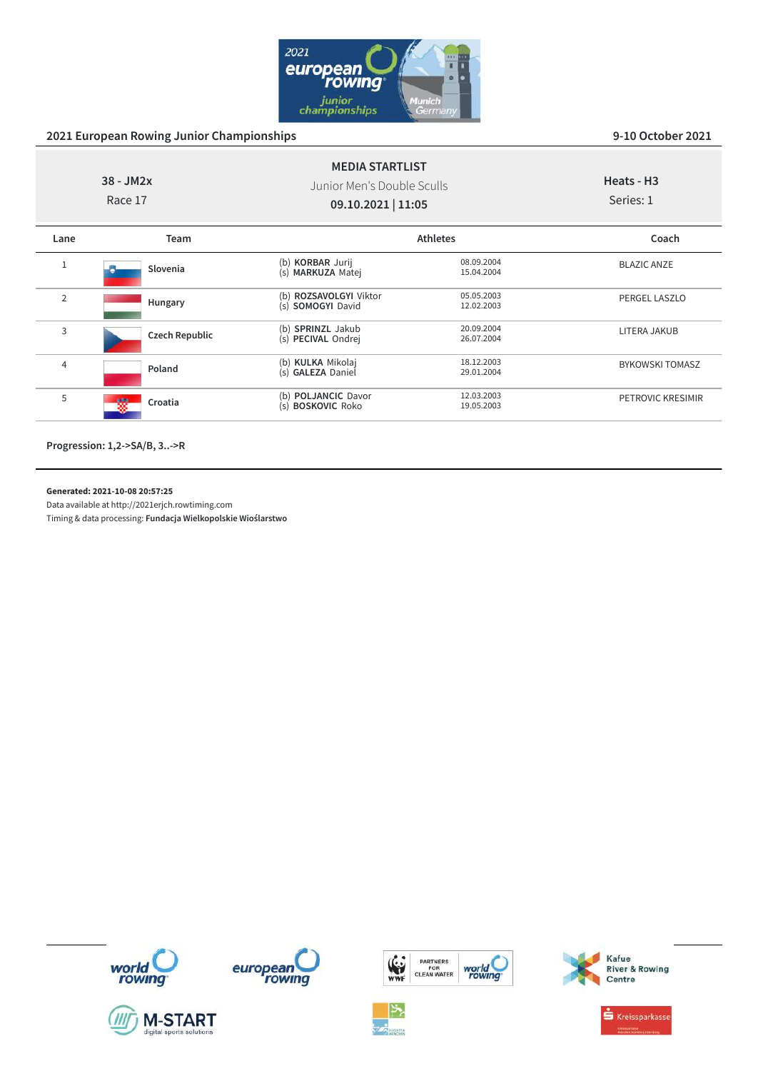## 2021 European Rowing Junior Championships

9-10 October 2021

**38 - JM2x**
Race 17

**MEDIA STARTLIST**
Junior Men's Double Sculls
**09.10.2021 | 11:05**

**Heats - H3**
Series: 1

| Lane | Team | Athletes | | Coach |
|---|---|---|---|---|
| 1 | Slovenia | (b) **KORBAR** Jurij<br>(s) **MARKUZA** Matej | 08.09.2004<br>15.04.2004 | BLAZIC ANZE |
| 2 | Hungary | (b) **ROZSAVOLGYI** Viktor<br>(s) **SOMOGYI** David | 05.05.2003<br>12.02.2003 | PERGEL LASZLO |
| 3 | Czech Republic | (b) **SPRINZL** Jakub<br>(s) **PECIVAL** Ondrej | 20.09.2004<br>26.07.2004 | LITERA JAKUB |
| 4 | Poland | (b) **KULKA** Mikolaj<br>(s) **GALEZA** Daniel | 18.12.2003<br>29.01.2004 | BYKOWSKI TOMASZ |
| 5 | Croatia | (b) **POLJANCIC** Davor<br>(s) **BOSKOVIC** Roko | 12.03.2003<br>19.05.2003 | PETROVIC KRESIMIR |

**Progression: 1,2->SA/B, 3..->R**

**Generated: 2021-10-08 20:57:25**
Data available at http://2021erjch.rowtiming.com
Timing & data processing: **Fundacja Wielkopolskie Wioślarstwo**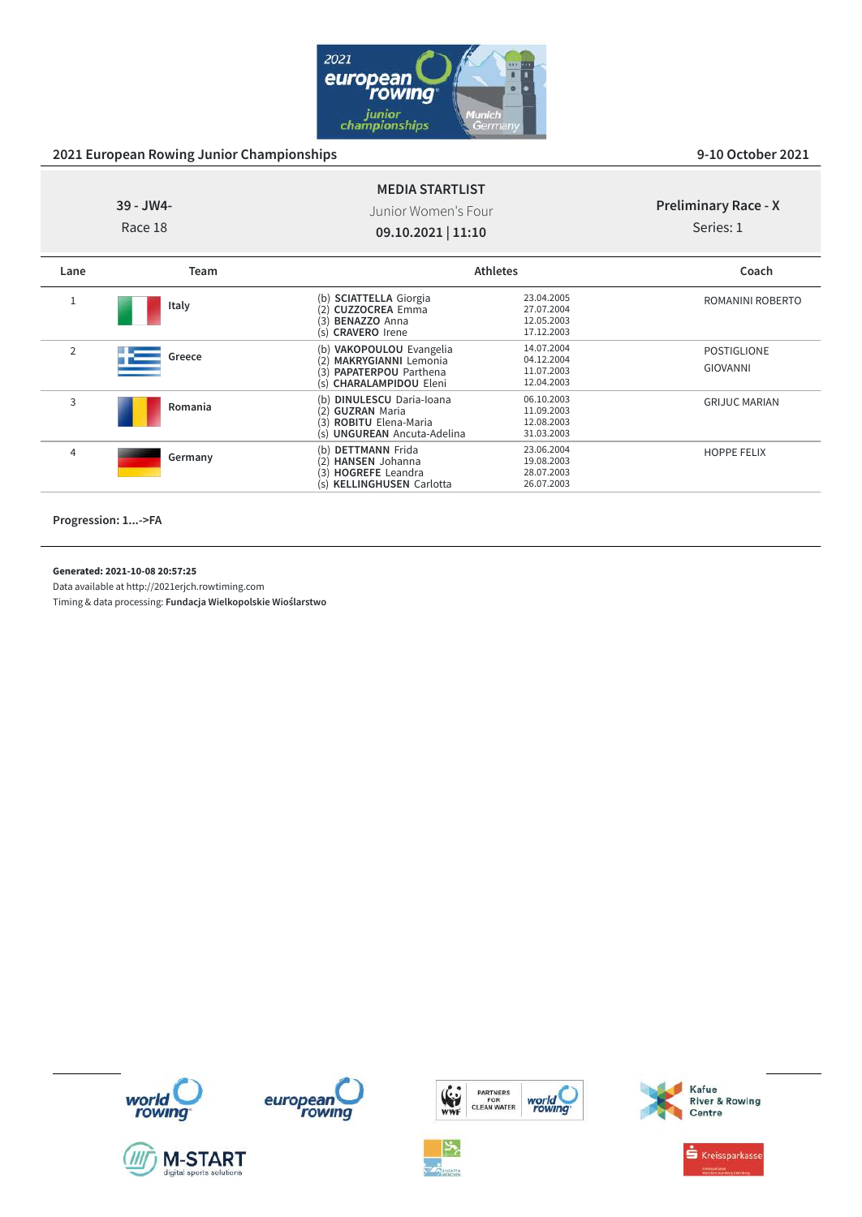## 2021 European Rowing Junior Championships

9-10 October 2021

**39 - JW4-**
Race 18

**MEDIA STARTLIST**
Junior Women's Four
**09.10.2021 | 11:10**

**Preliminary Race - X**
Series: 1

| Lane | Team | Athletes | | Coach |
|---|---|---|---|---|
| 1 | Italy | (b) **SCIATTELLA** Giorgia<br>(2) **CUZZOCREA** Emma<br>(3) **BENAZZO** Anna<br>(s) **CRAVERO** Irene | 23.04.2005<br>27.07.2004<br>12.05.2003<br>17.12.2003 | ROMANINI ROBERTO |
| 2 | Greece | (b) **VAKOPOULOU** Evangelia<br>(2) **MAKRYGIANNI** Lemonia<br>(3) **PAPATERPOU** Parthena<br>(s) **CHARALAMPIDOU** Eleni | 14.07.2004<br>04.12.2004<br>11.07.2003<br>12.04.2003 | POSTIGLIONE GIOVANNI |
| 3 | Romania | (b) **DINULESCU** Daria-Ioana<br>(2) **GUZRAN** Maria<br>(3) **ROBITU** Elena-Maria<br>(s) **UNGUREAN** Ancuta-Adelina | 06.10.2003<br>11.09.2003<br>12.08.2003<br>31.03.2003 | GRIJUC MARIAN |
| 4 | Germany | (b) **DETTMANN** Frida<br>(2) **HANSEN** Johanna<br>(3) **HOGREFE** Leandra<br>(s) **KELLINGHUSEN** Carlotta | 23.06.2004<br>19.08.2003<br>28.07.2003<br>26.07.2003 | HOPPE FELIX |

**Progression: 1...->FA**

**Generated: 2021-10-08 20:57:25**
Data available at http://2021erjch.rowtiming.com
Timing & data processing: **Fundacja Wielkopolskie Wioślarstwo**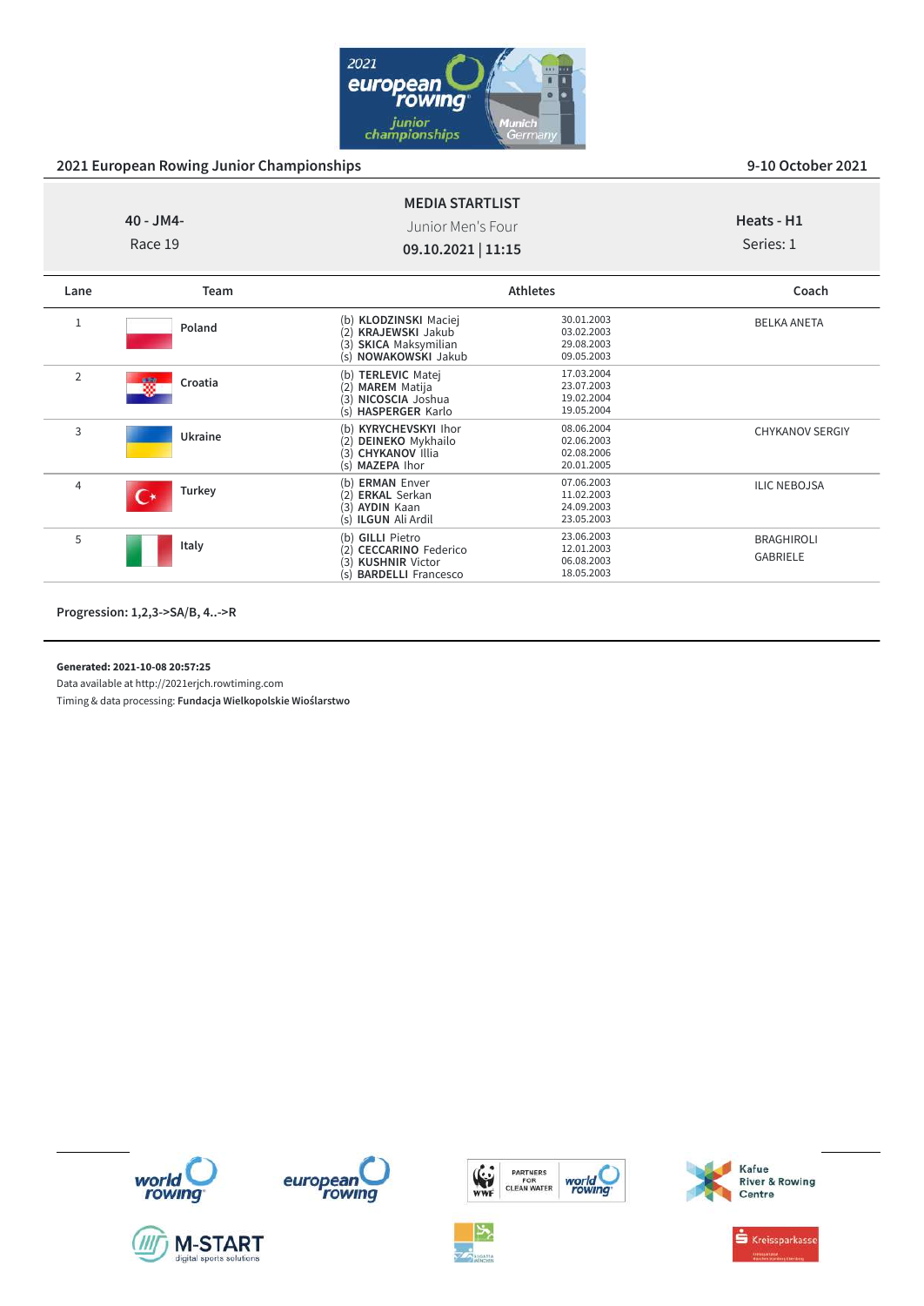## 2021 European Rowing Junior Championships

9-10 October 2021

**MEDIA STARTLIST**

40 - JM4-
Race 19

Junior Men's Four
**09.10.2021 | 11:15**

**Heats - H1**
Series: 1

| Lane | Team | Athletes | | Coach |
|---|---|---|---|---|
| 1 | Poland | (b) **KLODZINSKI** Maciej<br>(2) **KRAJEWSKI** Jakub<br>(3) **SKICA** Maksymilian<br>(s) **NOWAKOWSKI** Jakub | 30.01.2003<br>03.02.2003<br>29.08.2003<br>09.05.2003 | BELKA ANETA |
| 2 | Croatia | (b) **TERLEVIC** Matej<br>(2) **MAREM** Matija<br>(3) **NICOSCIA** Joshua<br>(s) **HASPERGER** Karlo | 17.03.2004<br>23.07.2003<br>19.02.2004<br>19.05.2004 | |
| 3 | Ukraine | (b) **KYRYCHEVSKYI** Ihor<br>(2) **DEINEKO** Mykhailo<br>(3) **CHYKANOV** Illia<br>(s) **MAZEPA** Ihor | 08.06.2004<br>02.06.2003<br>02.08.2006<br>20.01.2005 | CHYKANOV SERGIY |
| 4 | Turkey | (b) **ERMAN** Enver<br>(2) **ERKAL** Serkan<br>(3) **AYDIN** Kaan<br>(s) **ILGUN** Ali Ardil | 07.06.2003<br>11.02.2003<br>24.09.2003<br>23.05.2003 | ILIC NEBOJSA |
| 5 | Italy | (b) **GILLI** Pietro<br>(2) **CECCARINO** Federico<br>(3) **KUSHNIR** Victor<br>(s) **BARDELLI** Francesco | 23.06.2003<br>12.01.2003<br>06.08.2003<br>18.05.2003 | BRAGHIROLI GABRIELE |

**Progression: 1,2,3->SA/B, 4..->R**

**Generated: 2021-10-08 20:57:25**
Data available at http://2021erjch.rowtiming.com
Timing & data processing: **Fundacja Wielkopolskie Wioślarstwo**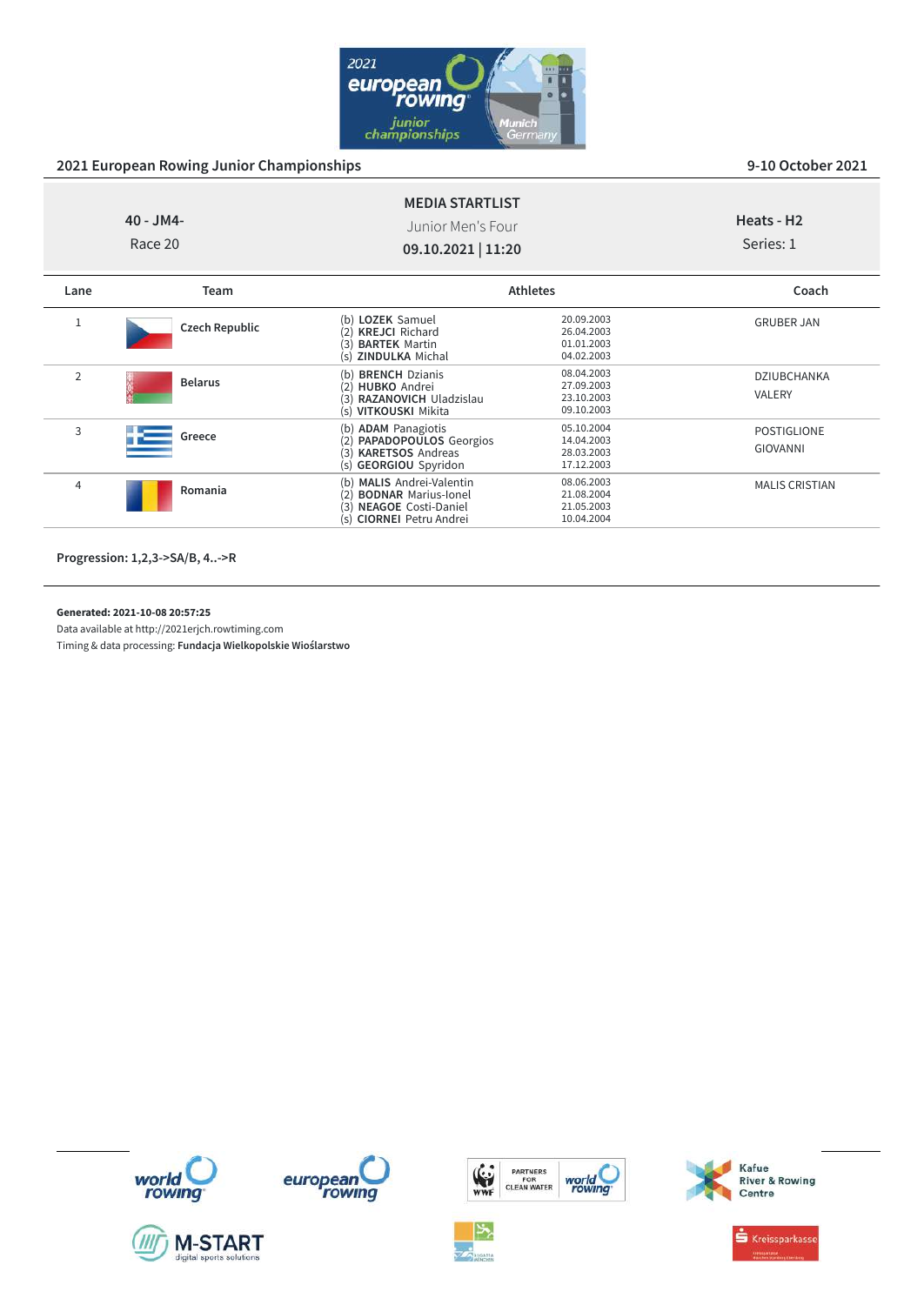## 2021 European Rowing Junior Championships

9-10 October 2021

**MEDIA STARTLIST**

40 - JM4-
Race 20

Junior Men's Four
**09.10.2021 | 11:20**

**Heats - H2**
Series: 1

| Lane | Team | Athletes | | Coach |
|---|---|---|---|---|
| 1 | **Czech Republic** | (b) **LOZEK** Samuel<br>(2) **KREJCI** Richard<br>(3) **BARTEK** Martin<br>(s) **ZINDULKA** Michal | 20.09.2003<br>26.04.2003<br>01.01.2003<br>04.02.2003 | GRUBER JAN |
| 2 | **Belarus** | (b) **BRENCH** Dzianis<br>(2) **HUBKO** Andrei<br>(3) **RAZANOVICH** Uladzislau<br>(s) **VITKOUSKI** Mikita | 08.04.2003<br>27.09.2003<br>23.10.2003<br>09.10.2003 | DZIUBCHANKA VALERY |
| 3 | **Greece** | (b) **ADAM** Panagiotis<br>(2) **PAPADOPOULOS** Georgios<br>(3) **KARETSOS** Andreas<br>(s) **GEORGIOU** Spyridon | 05.10.2004<br>14.04.2003<br>28.03.2003<br>17.12.2003 | POSTIGLIONE GIOVANNI |
| 4 | **Romania** | (b) **MALIS** Andrei-Valentin<br>(2) **BODNAR** Marius-Ionel<br>(3) **NEAGOE** Costi-Daniel<br>(s) **CIORNEI** Petru Andrei | 08.06.2003<br>21.08.2004<br>21.05.2003<br>10.04.2004 | MALIS CRISTIAN |

**Progression: 1,2,3->SA/B, 4..->R**

**Generated: 2021-10-08 20:57:25**
Data available at http://2021erjch.rowtiming.com
Timing & data processing: **Fundacja Wielkopolskie Wioślarstwo**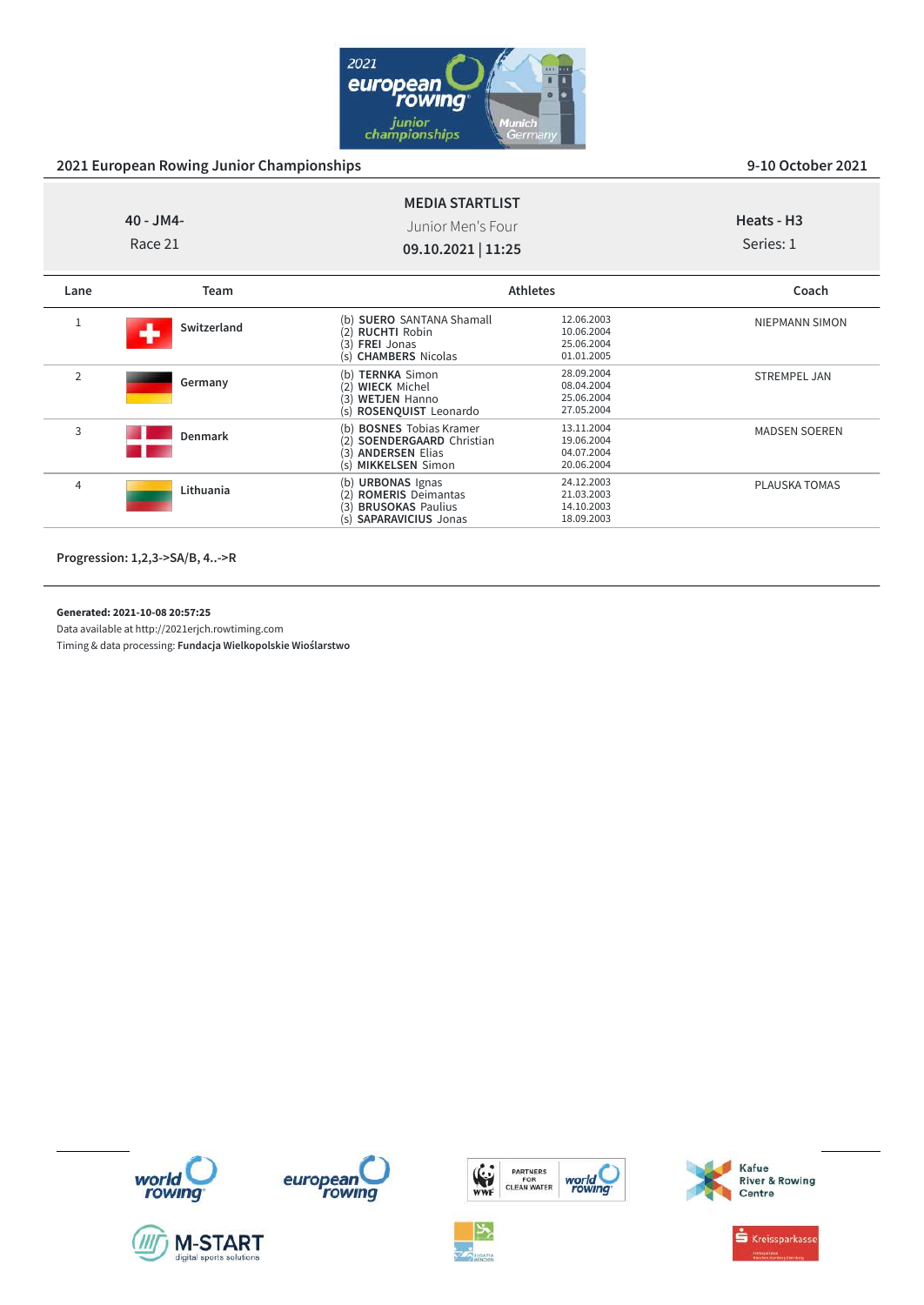## 2021 European Rowing Junior Championships

9-10 October 2021

**MEDIA STARTLIST**

Junior Men's Four

**09.10.2021 | 11:25**

**40 - JM4-**

Race 21

**Heats - H3**

Series: 1

| Lane | Team | Athletes | | Coach |
|---|---|---|---|---|
| 1 | Switzerland | (b) **SUERO** SANTANA Shamall<br>(2) **RUCHTI** Robin<br>(3) **FREI** Jonas<br>(s) **CHAMBERS** Nicolas | 12.06.2003<br>10.06.2004<br>25.06.2004<br>01.01.2005 | NIEPMANN SIMON |
| 2 | Germany | (b) **TERNKA** Simon<br>(2) **WIECK** Michel<br>(3) **WETJEN** Hanno<br>(s) **ROSENQUIST** Leonardo | 28.09.2004<br>08.04.2004<br>25.06.2004<br>27.05.2004 | STREMPEL JAN |
| 3 | Denmark | (b) **BOSNES** Tobias Kramer<br>(2) **SOENDERGAARD** Christian<br>(3) **ANDERSEN** Elias<br>(s) **MIKKELSEN** Simon | 13.11.2004<br>19.06.2004<br>04.07.2004<br>20.06.2004 | MADSEN SOEREN |
| 4 | Lithuania | (b) **URBONAS** Ignas<br>(2) **ROMERIS** Deimantas<br>(3) **BRUSOKAS** Paulius<br>(s) **SAPARAVICIUS** Jonas | 24.12.2003<br>21.03.2003<br>14.10.2003<br>18.09.2003 | PLAUSKA TOMAS |

**Progression: 1,2,3->SA/B, 4..->R**

**Generated: 2021-10-08 20:57:25**

Data available at http://2021erjch.rowtiming.com

Timing & data processing: **Fundacja Wielkopolskie Wioślarstwo**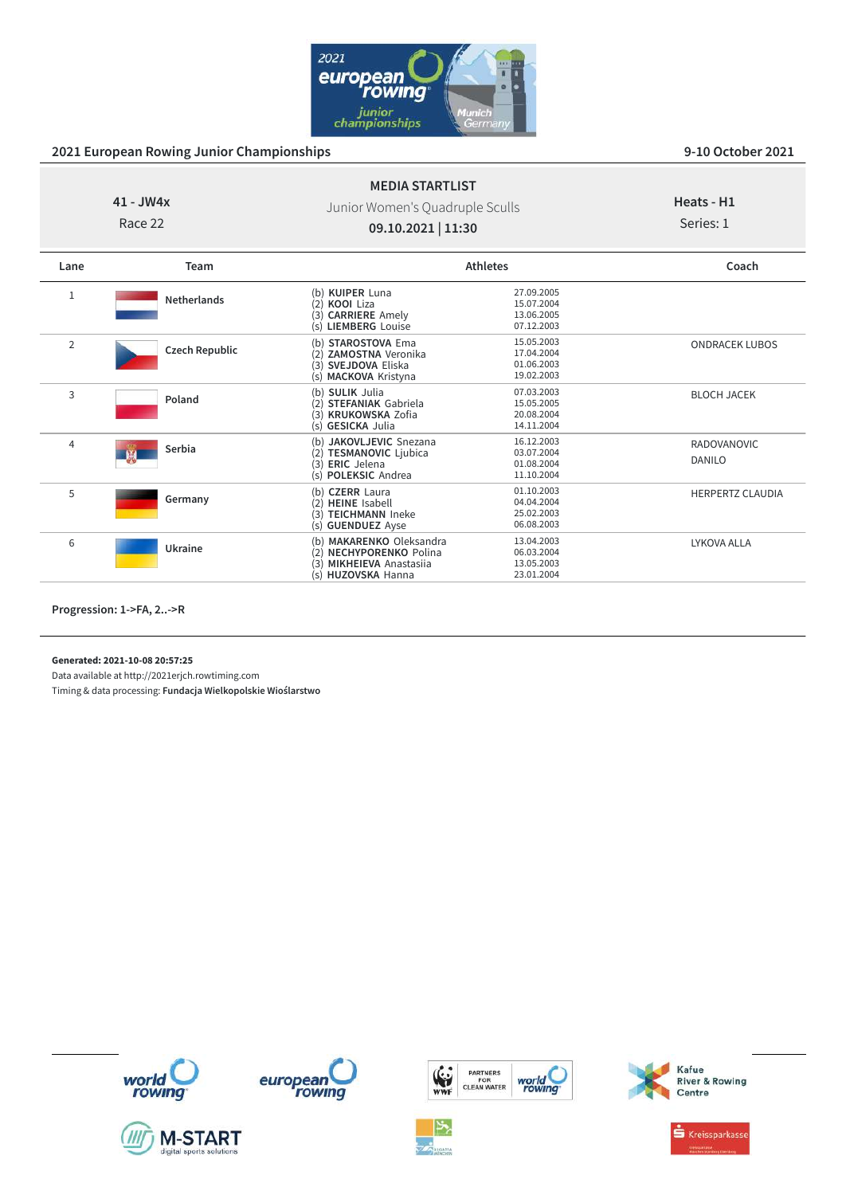## 2021 European Rowing Junior Championships

9-10 October 2021

**MEDIA STARTLIST**

**41 - JW4x**
Race 22

Junior Women's Quadruple Sculls

**09.10.2021 | 11:30**

**Heats - H1**
Series: 1

| Lane | Team | Athletes | | Coach |
|---|---|---|---|---|
| 1 | **Netherlands** | (b) **KUIPER** Luna<br>(2) **KOOI** Liza<br>(3) **CARRIERE** Amely<br>(s) **LIEMBERG** Louise | 27.09.2005<br>15.07.2004<br>13.06.2005<br>07.12.2003 | |
| 2 | **Czech Republic** | (b) **STAROSTOVA** Ema<br>(2) **ZAMOSTNA** Veronika<br>(3) **SVEJDOVA** Eliska<br>(s) **MACKOVA** Kristyna | 15.05.2003<br>17.04.2004<br>01.06.2003<br>19.02.2003 | ONDRACEK LUBOS |
| 3 | **Poland** | (b) **SULIK** Julia<br>(2) **STEFANIAK** Gabriela<br>(3) **KRUKOWSKA** Zofia<br>(s) **GESICKA** Julia | 07.03.2003<br>15.05.2005<br>20.08.2004<br>14.11.2004 | BLOCH JACEK |
| 4 | **Serbia** | (b) **JAKOVLJEVIC** Snezana<br>(2) **TESMANOVIC** Ljubica<br>(3) **ERIC** Jelena<br>(s) **POLEKSIC** Andrea | 16.12.2003<br>03.07.2004<br>01.08.2004<br>11.10.2004 | RADOVANOVIC<br>DANILO |
| 5 | **Germany** | (b) **CZERR** Laura<br>(2) **HEINE** Isabell<br>(3) **TEICHMANN** Ineke<br>(s) **GUENDUEZ** Ayse | 01.10.2003<br>04.04.2004<br>25.02.2003<br>06.08.2003 | HERPERTZ CLAUDIA |
| 6 | **Ukraine** | (b) **MAKARENKO** Oleksandra<br>(2) **NECHYPORENKO** Polina<br>(3) **MIKHEIEVA** Anastasiia<br>(s) **HUZOVSKA** Hanna | 13.04.2003<br>06.03.2004<br>13.05.2003<br>23.01.2004 | LYKOVA ALLA |

**Progression: 1->FA, 2..->R**

**Generated: 2021-10-08 20:57:25**
Data available at http://2021erjch.rowtiming.com
Timing & data processing: **Fundacja Wielkopolskie Wioślarstwo**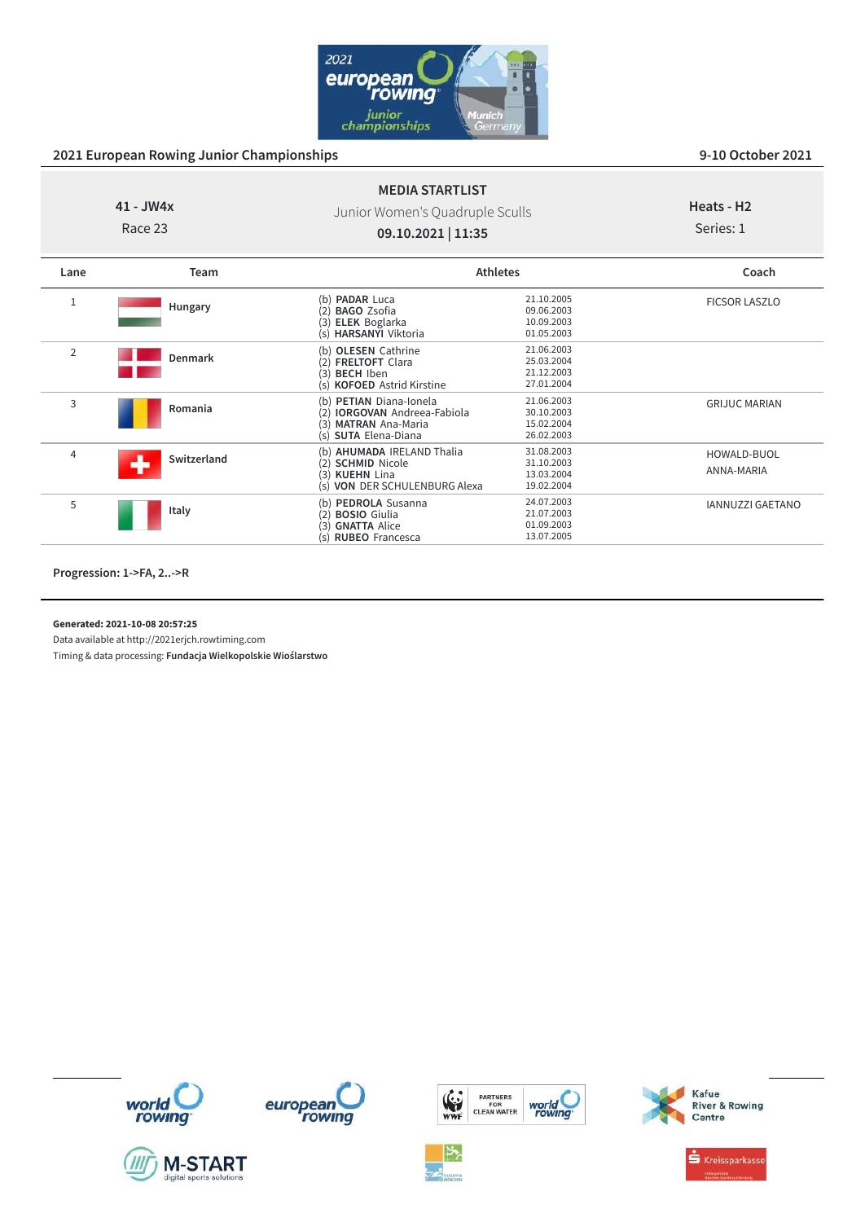## 2021 European Rowing Junior Championships

9-10 October 2021

**MEDIA STARTLIST**

41 - JW4x
Race 23

Junior Women's Quadruple Sculls
**09.10.2021 | 11:35**

Heats - H2
Series: 1

| Lane | Team | Athletes | | Coach |
|---|---|---|---|---|
| 1 | Hungary | (b) **PADAR** Luca<br>(2) **BAGO** Zsofia<br>(3) **ELEK** Boglarka<br>(s) **HARSANYI** Viktoria | 21.10.2005<br>09.06.2003<br>10.09.2003<br>01.05.2003 | FICSOR LASZLO |
| 2 | Denmark | (b) **OLESEN** Cathrine<br>(2) **FRELTOFT** Clara<br>(3) **BECH** Iben<br>(s) **KOFOED** Astrid Kirstine | 21.06.2003<br>25.03.2004<br>21.12.2003<br>27.01.2004 | |
| 3 | Romania | (b) **PETIAN** Diana-Ionela<br>(2) **IORGOVAN** Andreea-Fabiola<br>(3) **MATRAN** Ana-Maria<br>(s) **SUTA** Elena-Diana | 21.06.2003<br>30.10.2003<br>15.02.2004<br>26.02.2003 | GRIJUC MARIAN |
| 4 | Switzerland | (b) **AHUMADA** IRELAND Thalia<br>(2) **SCHMID** Nicole<br>(3) **KUEHN** Lina<br>(s) **VON** DER SCHULENBURG Alexa | 31.08.2003<br>31.10.2003<br>13.03.2004<br>19.02.2004 | HOWALD-BUOL<br>ANNA-MARIA |
| 5 | Italy | (b) **PEDROLA** Susanna<br>(2) **BOSIO** Giulia<br>(3) **GNATTA** Alice<br>(s) **RUBEO** Francesca | 24.07.2003<br>21.07.2003<br>01.09.2003<br>13.07.2005 | IANNUZZI GAETANO |

**Progression: 1->FA, 2..->R**

**Generated: 2021-10-08 20:57:25**
Data available at http://2021erjch.rowtiming.com
Timing & data processing: **Fundacja Wielkopolskie Wioślarstwo**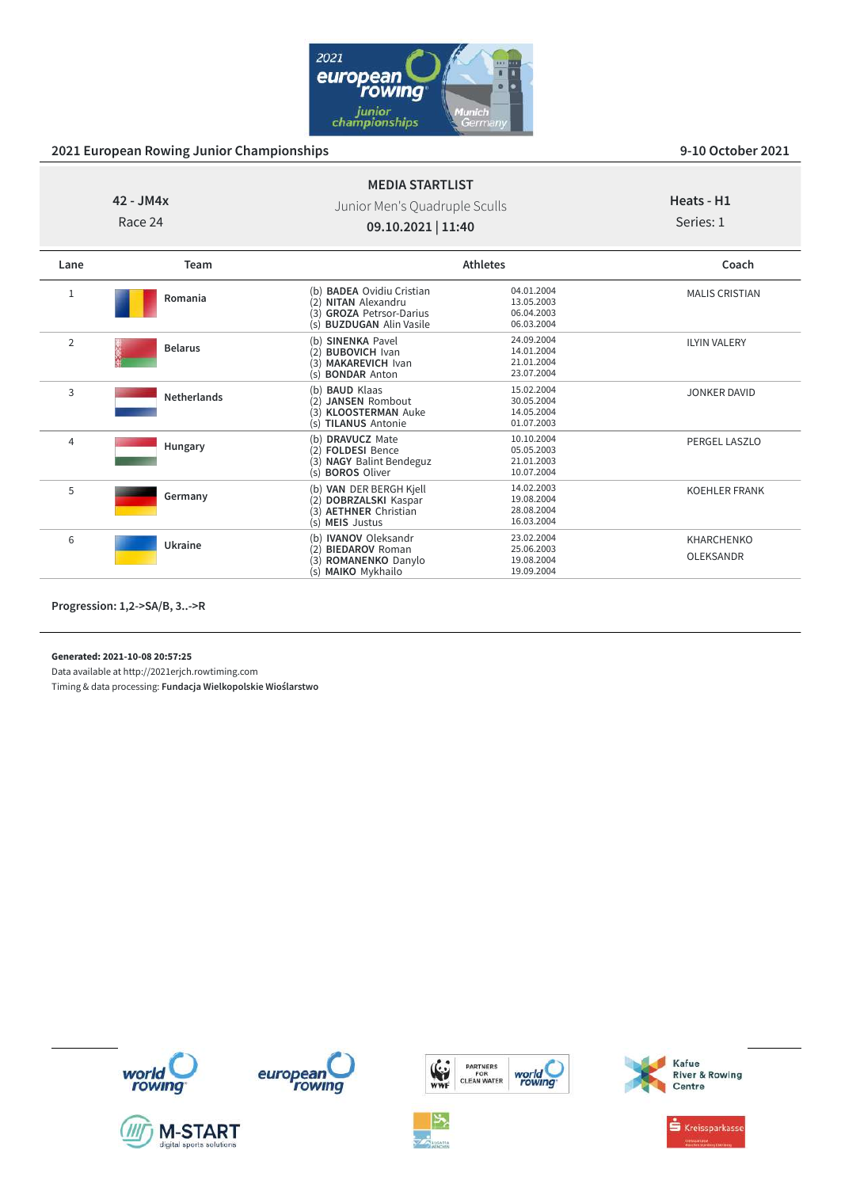## 2021 European Rowing Junior Championships

9-10 October 2021

**MEDIA STARTLIST**

42 - JM4x
Race 24

Junior Men's Quadruple Sculls
**09.10.2021 | 11:40**

Heats - H1
Series: 1

| Lane | Team | Athletes | | Coach |
|---|---|---|---|---|
| 1 | Romania | (b) **BADEA** Ovidiu Cristian<br>(2) **NITAN** Alexandru<br>(3) **GROZA** Petrsor-Darius<br>(s) **BUZDUGAN** Alin Vasile | 04.01.2004<br>13.05.2003<br>06.04.2003<br>06.03.2004 | MALIS CRISTIAN |
| 2 | Belarus | (b) **SINENKA** Pavel<br>(2) **BUBOVICH** Ivan<br>(3) **MAKAREVICH** Ivan<br>(s) **BONDAR** Anton | 24.09.2004<br>14.01.2004<br>21.01.2004<br>23.07.2004 | ILYIN VALERY |
| 3 | Netherlands | (b) **BAUD** Klaas<br>(2) **JANSEN** Rombout<br>(3) **KLOOSTERMAN** Auke<br>(s) **TILANUS** Antonie | 15.02.2004<br>30.05.2004<br>14.05.2004<br>01.07.2003 | JONKER DAVID |
| 4 | Hungary | (b) **DRAVUCZ** Mate<br>(2) **FOLDESI** Bence<br>(3) **NAGY** Balint Bendeguz<br>(s) **BOROS** Oliver | 10.10.2004<br>05.05.2003<br>21.01.2003<br>10.07.2004 | PERGEL LASZLO |
| 5 | Germany | (b) **VAN** DER BERGH Kjell<br>(2) **DOBRZALSKI** Kaspar<br>(3) **AETHNER** Christian<br>(s) **MEIS** Justus | 14.02.2003<br>19.08.2004<br>28.08.2004<br>16.03.2004 | KOEHLER FRANK |
| 6 | Ukraine | (b) **IVANOV** Oleksandr<br>(2) **BIEDAROV** Roman<br>(3) **ROMANENKO** Danylo<br>(s) **MAIKO** Mykhailo | 23.02.2004<br>25.06.2003<br>19.08.2004<br>19.09.2004 | KHARCHENKO OLEKSANDR |

**Progression: 1,2->SA/B, 3..->R**

**Generated: 2021-10-08 20:57:25**
Data available at http://2021erjch.rowtiming.com
Timing & data processing: **Fundacja Wielkopolskie Wioślarstwo**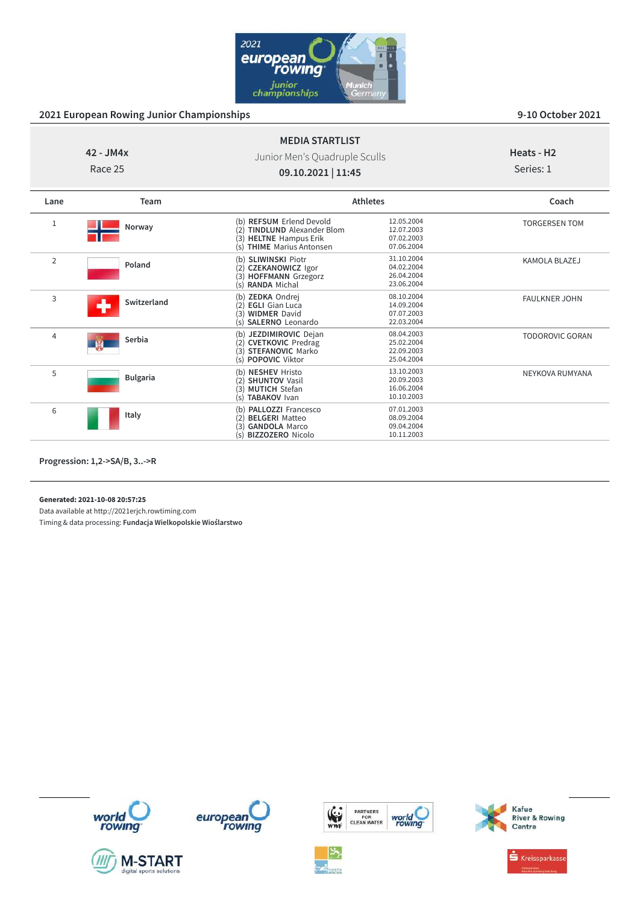## 2021 European Rowing Junior Championships

9-10 October 2021

**MEDIA STARTLIST**

**42 - JM4x**
Race 25

Junior Men's Quadruple Sculls
**09.10.2021 | 11:45**

**Heats - H2**
Series: 1

| Lane | Team | Athletes | | Coach |
|---|---|---|---|---|
| 1 | Norway | (b) **REFSUM** Erlend Devold<br>(2) **TINDLUND** Alexander Blom<br>(3) **HELTNE** Hampus Erik<br>(s) **THIME** Marius Antonsen | 12.05.2004<br>12.07.2003<br>07.02.2003<br>07.06.2004 | TORGERSEN TOM |
| 2 | Poland | (b) **SLIWINSKI** Piotr<br>(2) **CZEKANOWICZ** Igor<br>(3) **HOFFMANN** Grzegorz<br>(s) **RANDA** Michal | 31.10.2004<br>04.02.2004<br>26.04.2004<br>23.06.2004 | KAMOLA BLAZEJ |
| 3 | Switzerland | (b) **ZEDKA** Ondrej<br>(2) **EGLI** Gian Luca<br>(3) **WIDMER** David<br>(s) **SALERNO** Leonardo | 08.10.2004<br>14.09.2004<br>07.07.2003<br>22.03.2004 | FAULKNER JOHN |
| 4 | Serbia | (b) **JEZDIMIROVIC** Dejan<br>(2) **CVETKOVIC** Predrag<br>(3) **STEFANOVIC** Marko<br>(s) **POPOVIC** Viktor | 08.04.2003<br>25.02.2004<br>22.09.2003<br>25.04.2004 | TODOROVIC GORAN |
| 5 | Bulgaria | (b) **NESHEV** Hristo<br>(2) **SHUNTOV** Vasil<br>(3) **MUTICH** Stefan<br>(s) **TABAKOV** Ivan | 13.10.2003<br>20.09.2003<br>16.06.2004<br>10.10.2003 | NEYKOVA RUMYANA |
| 6 | Italy | (b) **PALLOZZI** Francesco<br>(2) **BELGERI** Matteo<br>(3) **GANDOLA** Marco<br>(s) **BIZZOZERO** Nicolo | 07.01.2003<br>08.09.2004<br>09.04.2004<br>10.11.2003 | |

**Progression: 1,2->SA/B, 3..->R**

**Generated: 2021-10-08 20:57:25**
Data available at http://2021erjch.rowtiming.com
Timing & data processing: **Fundacja Wielkopolskie Wioślarstwo**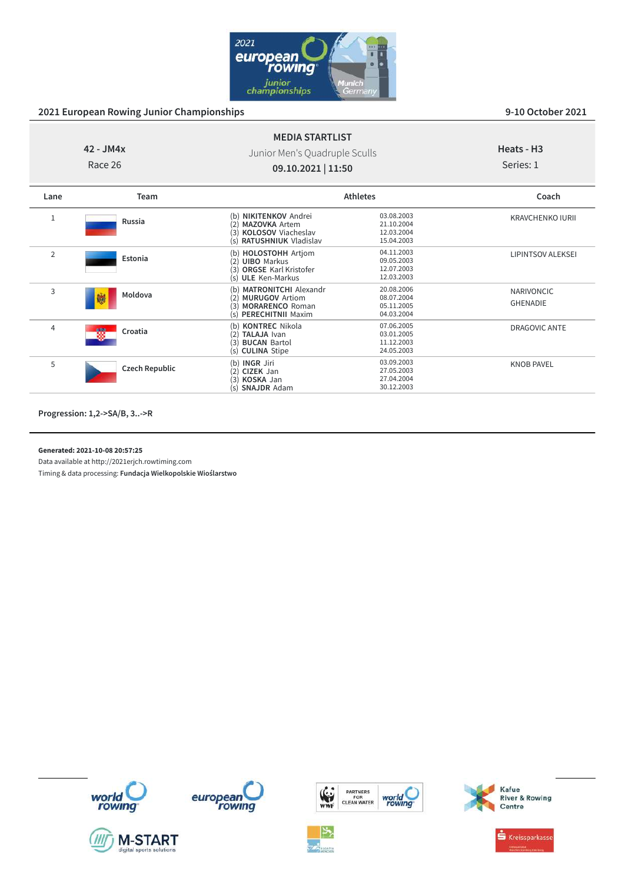## 2021 European Rowing Junior Championships

9-10 October 2021

**MEDIA STARTLIST**

**42 - JM4x**
Race 26

Junior Men's Quadruple Sculls
**09.10.2021 | 11:50**

**Heats - H3**
Series: 1

| Lane | Team | Athletes | | Coach |
|---|---|---|---|---|
| 1 | **Russia** | (b) **NIKITENKOV** Andrei<br>(2) **MAZOVKA** Artem<br>(3) **KOLOSOV** Viacheslav<br>(s) **RATUSHNIUK** Vladislav | 03.08.2003<br>21.10.2004<br>12.03.2004<br>15.04.2003 | KRAVCHENKO IURII |
| 2 | **Estonia** | (b) **HOLOSTOHH** Artjom<br>(2) **UIBO** Markus<br>(3) **ORGSE** Karl Kristofer<br>(s) **ULE** Ken-Markus | 04.11.2003<br>09.05.2003<br>12.07.2003<br>12.03.2003 | LIPINTSOV ALEKSEI |
| 3 | **Moldova** | (b) **MATRONITCHI** Alexandr<br>(2) **MURUGOV** Artiom<br>(3) **MORARENCO** Roman<br>(s) **PERECHITNII** Maxim | 20.08.2006<br>08.07.2004<br>05.11.2005<br>04.03.2004 | NARIVONCIC GHENADIE |
| 4 | **Croatia** | (b) **KONTREC** Nikola<br>(2) **TALAJA** Ivan<br>(3) **BUCAN** Bartol<br>(s) **CULINA** Stipe | 07.06.2005<br>03.01.2005<br>11.12.2003<br>24.05.2003 | DRAGOVIC ANTE |
| 5 | **Czech Republic** | (b) **INGR** Jiri<br>(2) **CIZEK** Jan<br>(3) **KOSKA** Jan<br>(s) **SNAJDR** Adam | 03.09.2003<br>27.05.2003<br>27.04.2004<br>30.12.2003 | KNOB PAVEL |

**Progression: 1,2->SA/B, 3..->R**

**Generated: 2021-10-08 20:57:25**
Data available at http://2021erjch.rowtiming.com
Timing & data processing: **Fundacja Wielkopolskie Wioślarstwo**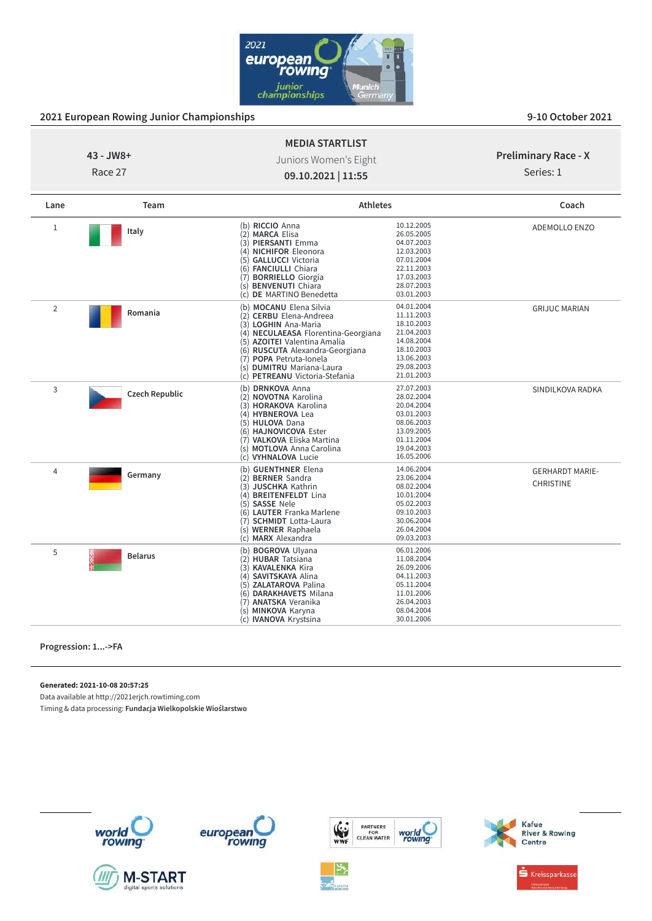## 2021 European Rowing Junior Championships

9-10 October 2021

**MEDIA STARTLIST**

43 - JW8+ | Juniors Women's Eight | Preliminary Race - X
Race 27 | **09.10.2021 | 11:55** | Series: 1

| Lane | Team | Athletes | | Coach |
|---|---|---|---|---|
| 1 | Italy | (b) **RICCIO** Anna | 10.12.2005 | ADEMOLLO ENZO |
| | | (2) **MARCA** Elisa | 26.05.2005 | |
| | | (3) **PIERSANTI** Emma | 04.07.2003 | |
| | | (4) **NICHIFOR** Eleonora | 12.03.2003 | |
| | | (5) **GALLUCCI** Victoria | 07.01.2004 | |
| | | (6) **FANCIULLI** Chiara | 22.11.2003 | |
| | | (7) **BORRIELLO** Giorgia | 17.03.2003 | |
| | | (s) **BENVENUTI** Chiara | 28.07.2003 | |
| | | (c) **DE** MARTINO Benedetta | 03.01.2003 | |
| 2 | Romania | (b) **MOCANU** Elena Silvia | 04.01.2004 | GRIJUC MARIAN |
| | | (2) **CERBU** Elena-Andreea | 11.11.2003 | |
| | | (3) **LOGHIN** Ana-Maria | 18.10.2003 | |
| | | (4) **NECULAEASA** Florentina-Georgiana | 21.04.2003 | |
| | | (5) **AZOITEI** Valentina Amalia | 14.08.2004 | |
| | | (6) **RUSCUTA** Alexandra-Georgiana | 18.10.2003 | |
| | | (7) **POPA** Petruta-Ionela | 13.06.2003 | |
| | | (s) **DUMITRU** Mariana-Laura | 29.08.2003 | |
| | | (c) **PETREANU** Victoria-Stefania | 21.01.2003 | |
| 3 | Czech Republic | (b) **DRNKOVA** Anna | 27.07.2003 | SINDILKOVA RADKA |
| | | (2) **NOVOTNA** Karolina | 28.02.2004 | |
| | | (3) **HORAKOVA** Karolina | 20.04.2004 | |
| | | (4) **HYBNEROVA** Lea | 03.01.2003 | |
| | | (5) **HULOVA** Dana | 08.06.2003 | |
| | | (6) **HAJNOVICOVA** Ester | 13.09.2005 | |
| | | (7) **VALKOVA** Eliska Martina | 01.11.2004 | |
| | | (s) **MOTLOVA** Anna Carolina | 19.04.2003 | |
| | | (c) **VYHNALOVA** Lucie | 16.05.2006 | |
| 4 | Germany | (b) **GUENTHNER** Elena | 14.06.2004 | GERHARDT MARIE-CHRISTINE |
| | | (2) **BERNER** Sandra | 23.06.2004 | |
| | | (3) **JUSCHKA** Kathrin | 08.02.2004 | |
| | | (4) **BREITENFELDT** Lina | 10.01.2004 | |
| | | (5) **SASSE** Nele | 05.02.2003 | |
| | | (6) **LAUTER** Franka Marlene | 09.10.2003 | |
| | | (7) **SCHMIDT** Lotta-Laura | 30.06.2004 | |
| | | (s) **WERNER** Raphaela | 26.04.2004 | |
| | | (c) **MARX** Alexandra | 09.03.2003 | |
| 5 | Belarus | (b) **BOGROVA** Ulyana | 06.01.2006 | |
| | | (2) **HUBAR** Tatsiana | 11.08.2004 | |
| | | (3) **KAVALENKA** Kira | 26.09.2006 | |
| | | (4) **SAVITSKAYA** Alina | 04.11.2003 | |
| | | (5) **ZALATAROVA** Palina | 05.11.2004 | |
| | | (6) **DARAKHAVETS** Milana | 11.01.2006 | |
| | | (7) **ANATSKA** Veranika | 26.04.2003 | |
| | | (s) **MINKOVA** Karyna | 08.04.2004 | |
| | | (c) **IVANOVA** Krystsina | 30.01.2006 | |

**Progression: 1...->FA**

**Generated: 2021-10-08 20:57:25**
Data available at http://2021erjch.rowtiming.com
Timing & data processing: **Fundacja Wielkopolskie Wioślarstwo**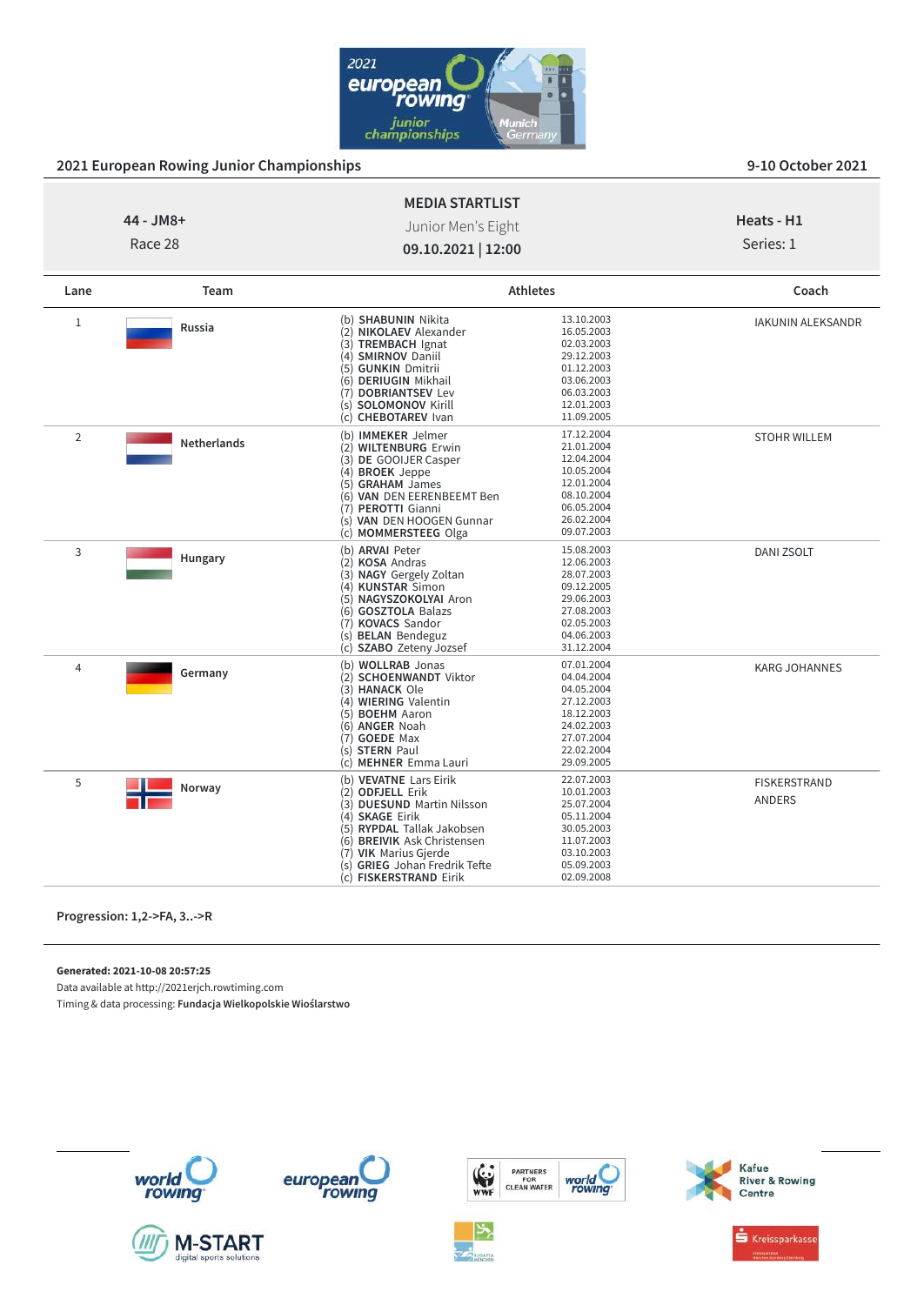## 2021 European Rowing Junior Championships

9-10 October 2021

**MEDIA STARTLIST**

Junior Men's Eight

**09.10.2021 | 12:00**

**44 - JM8+**

Race 28

**Heats - H1**

Series: 1

| Lane | Team | Athletes | | Coach |
|---|---|---|---|---|
| 1 | Russia | (b) **SHABUNIN** Nikita<br>(2) **NIKOLAEV** Alexander<br>(3) **TREMBACH** Ignat<br>(4) **SMIRNOV** Daniil<br>(5) **GUNKIN** Dmitrii<br>(6) **DERIUGIN** Mikhail<br>(7) **DOBRIANTSEV** Lev<br>(s) **SOLOMONOV** Kirill<br>(c) **CHEBOTAREV** Ivan | 13.10.2003<br>16.05.2003<br>02.03.2003<br>29.12.2003<br>01.12.2003<br>03.06.2003<br>06.03.2003<br>12.01.2003<br>11.09.2005 | IAKUNIN ALEKSANDR |
| 2 | Netherlands | (b) **IMMEKER** Jelmer<br>(2) **WILTENBURG** Erwin<br>(3) **DE** GOOIJER Casper<br>(4) **BROEK** Jeppe<br>(5) **GRAHAM** James<br>(6) **VAN** DEN EERENBEEMT Ben<br>(7) **PEROTTI** Gianni<br>(s) **VAN** DEN HOOGEN Gunnar<br>(c) **MOMMERSTEEG** Olga | 17.12.2004<br>21.01.2004<br>12.04.2004<br>10.05.2004<br>12.01.2004<br>08.10.2004<br>06.05.2004<br>26.02.2004<br>09.07.2003 | STOHR WILLEM |
| 3 | Hungary | (b) **ARVAI** Peter<br>(2) **KOSA** Andras<br>(3) **NAGY** Gergely Zoltan<br>(4) **KUNSTAR** Simon<br>(5) **NAGYSZOKOLYAI** Aron<br>(6) **GOSZTOLA** Balazs<br>(7) **KOVACS** Sandor<br>(s) **BELAN** Bendeguz<br>(c) **SZABO** Zeteny Jozsef | 15.08.2003<br>12.06.2003<br>28.07.2003<br>09.12.2005<br>29.06.2003<br>27.08.2003<br>02.05.2003<br>04.06.2003<br>31.12.2004 | DANI ZSOLT |
| 4 | Germany | (b) **WOLLRAB** Jonas<br>(2) **SCHOENWANDT** Viktor<br>(3) **HANACK** Ole<br>(4) **WIERING** Valentin<br>(5) **BOEHM** Aaron<br>(6) **ANGER** Noah<br>(7) **GOEDE** Max<br>(s) **STERN** Paul<br>(c) **MEHNER** Emma Lauri | 07.01.2004<br>04.04.2004<br>04.05.2004<br>27.12.2003<br>18.12.2003<br>24.02.2003<br>27.07.2004<br>22.02.2004<br>29.09.2005 | KARG JOHANNES |
| 5 | Norway | (b) **VEVATNE** Lars Eirik<br>(2) **ODFJELL** Erik<br>(3) **DUESUND** Martin Nilsson<br>(4) **SKAGE** Eirik<br>(5) **RYPDAL** Tallak Jakobsen<br>(6) **BREIVIK** Ask Christensen<br>(7) **VIK** Marius Gjerde<br>(s) **GRIEG** Johan Fredrik Tefte<br>(c) **FISKERSTRAND** Eirik | 22.07.2003<br>10.01.2003<br>25.07.2004<br>05.11.2004<br>30.05.2003<br>11.07.2003<br>03.10.2003<br>05.09.2003<br>02.09.2008 | FISKERSTRAND ANDERS |

**Progression: 1,2->FA, 3..->R**

**Generated: 2021-10-08 20:57:25**

Data available at http://2021erjch.rowtiming.com

Timing & data processing: **Fundacja Wielkopolskie Wioślarstwo**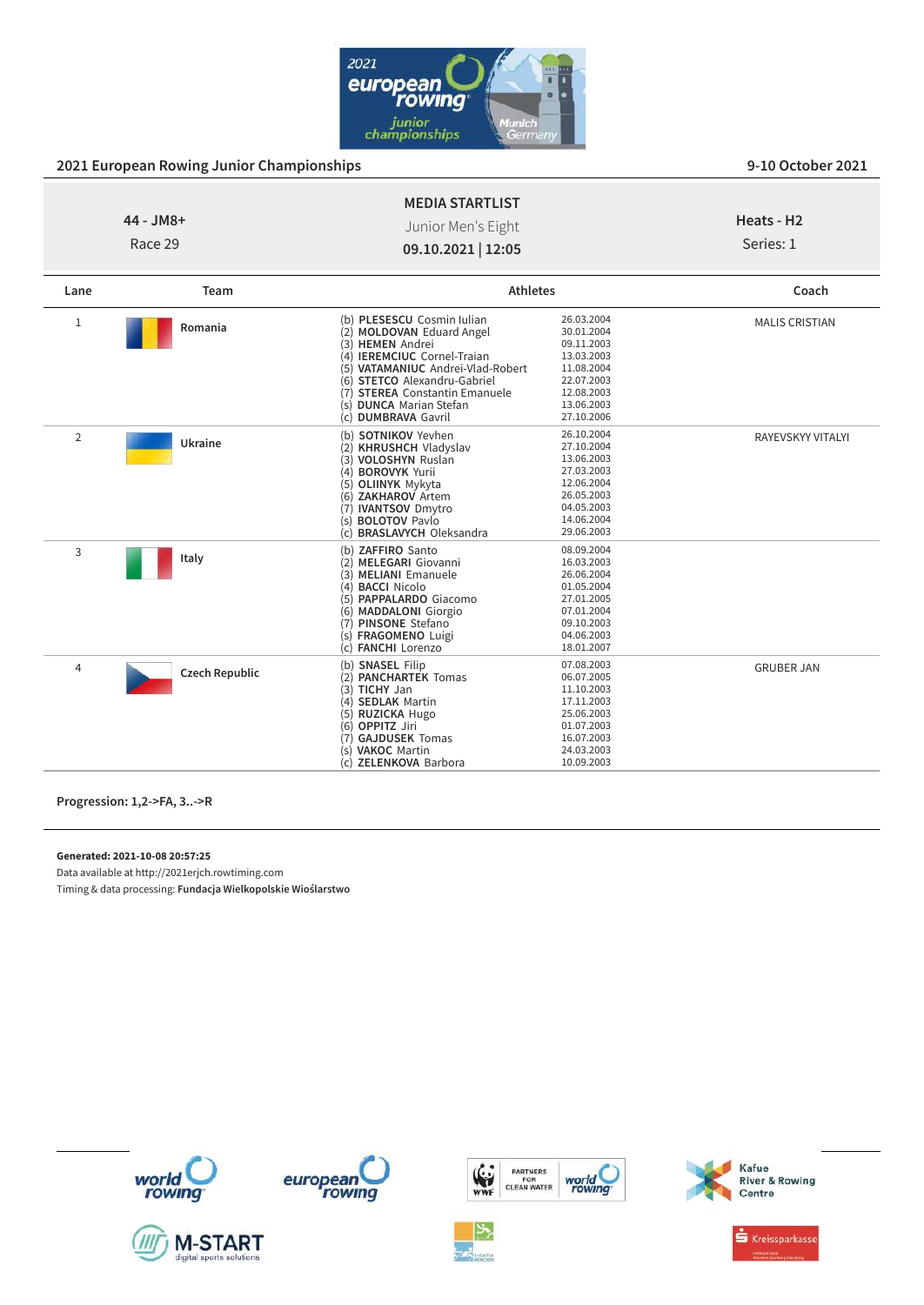## 2021 European Rowing Junior Championships

9-10 October 2021

**MEDIA STARTLIST**

Junior Men's Eight

**09.10.2021 | 12:05**

44 - JM8+

Race 29

Heats - H2

Series: 1

| Lane | Team | Athletes | | Coach |
|---|---|---|---|---|
| 1 | Romania | (b) **PLESESCU** Cosmin Iulian<br>(2) **MOLDOVAN** Eduard Angel<br>(3) **HEMEN** Andrei<br>(4) **IEREMCIUC** Cornel-Traian<br>(5) **VATAMANIUC** Andrei-Vlad-Robert<br>(6) **STETCO** Alexandru-Gabriel<br>(7) **STEREA** Constantin Emanuele<br>(s) **DUNCA** Marian Stefan<br>(c) **DUMBRAVA** Gavril | 26.03.2004<br>30.01.2004<br>09.11.2003<br>13.03.2003<br>11.08.2004<br>22.07.2003<br>12.08.2003<br>13.06.2003<br>27.10.2006 | MALIS CRISTIAN |
| 2 | Ukraine | (b) **SOTNIKOV** Yevhen<br>(2) **KHRUSHCH** Vladyslav<br>(3) **VOLOSHYN** Ruslan<br>(4) **BOROVYK** Yurii<br>(5) **OLIINYK** Mykyta<br>(6) **ZAKHAROV** Artem<br>(7) **IVANTSOV** Dmytro<br>(s) **BOLOTOV** Pavlo<br>(c) **BRASLAVYCH** Oleksandra | 26.10.2004<br>27.10.2004<br>13.06.2003<br>27.03.2003<br>12.06.2004<br>26.05.2003<br>04.05.2003<br>14.06.2004<br>29.06.2003 | RAYEVSKYY VITALYI |
| 3 | Italy | (b) **ZAFFIRO** Santo<br>(2) **MELEGARI** Giovanni<br>(3) **MELIANI** Emanuele<br>(4) **BACCI** Nicolo<br>(5) **PAPPALARDO** Giacomo<br>(6) **MADDALONI** Giorgio<br>(7) **PINSONE** Stefano<br>(s) **FRAGOMENO** Luigi<br>(c) **FANCHI** Lorenzo | 08.09.2004<br>16.03.2003<br>26.06.2004<br>01.05.2004<br>27.01.2005<br>07.01.2004<br>09.10.2003<br>04.06.2003<br>18.01.2007 | |
| 4 | Czech Republic | (b) **SNASEL** Filip<br>(2) **PANCHARTEK** Tomas<br>(3) **TICHY** Jan<br>(4) **SEDLAK** Martin<br>(5) **RUZICKA** Hugo<br>(6) **OPPITZ** Jiri<br>(7) **GAJDUSEK** Tomas<br>(s) **VAKOC** Martin<br>(c) **ZELENKOVA** Barbora | 07.08.2003<br>06.07.2005<br>11.10.2003<br>17.11.2003<br>25.06.2003<br>01.07.2003<br>16.07.2003<br>24.03.2003<br>10.09.2003 | GRUBER JAN |

**Progression: 1,2->FA, 3..->R**

**Generated: 2021-10-08 20:57:25**

Data available at http://2021erjch.rowtiming.com

Timing & data processing: **Fundacja Wielkopolskie Wioślarstwo**